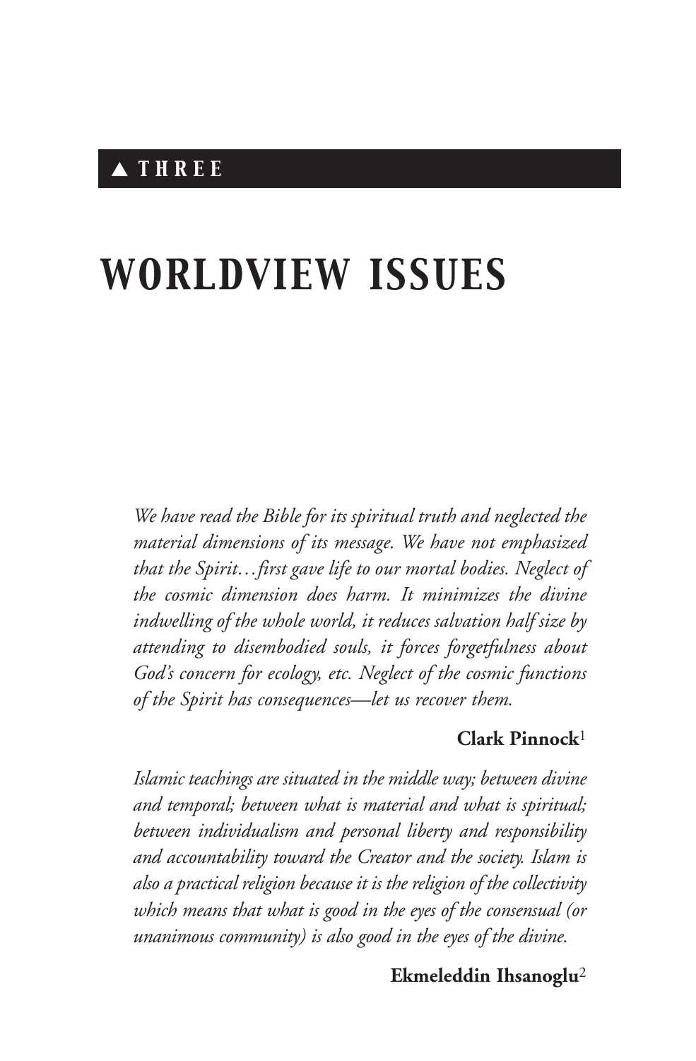▲ **THREE**

# WORLDVIEW ISSUES

*We have read the Bible for its spiritual truth and neglected the material dimensions of its message. We have not emphasized that the Spirit…first gave life to our mortal bodies. Neglect of the cosmic dimension does harm. It minimizes the divine indwelling of the whole world, it reduces salvation half size by attending to disembodied souls, it forces forgetfulness about God's concern for ecology, etc. Neglect of the cosmic functions of the Spirit has consequences—let us recover them.*

**Clark Pinnock**[1]

*Islamic teachings are situated in the middle way; between divine and temporal; between what is material and what is spiritual; between individualism and personal liberty and responsibility and accountability toward the Creator and the society. Islam is also a practical religion because it is the religion of the collectivity which means that what is good in the eyes of the consensual (or unanimous community) is also good in the eyes of the divine.*

**Ekmeleddin Ihsanoglu**[2]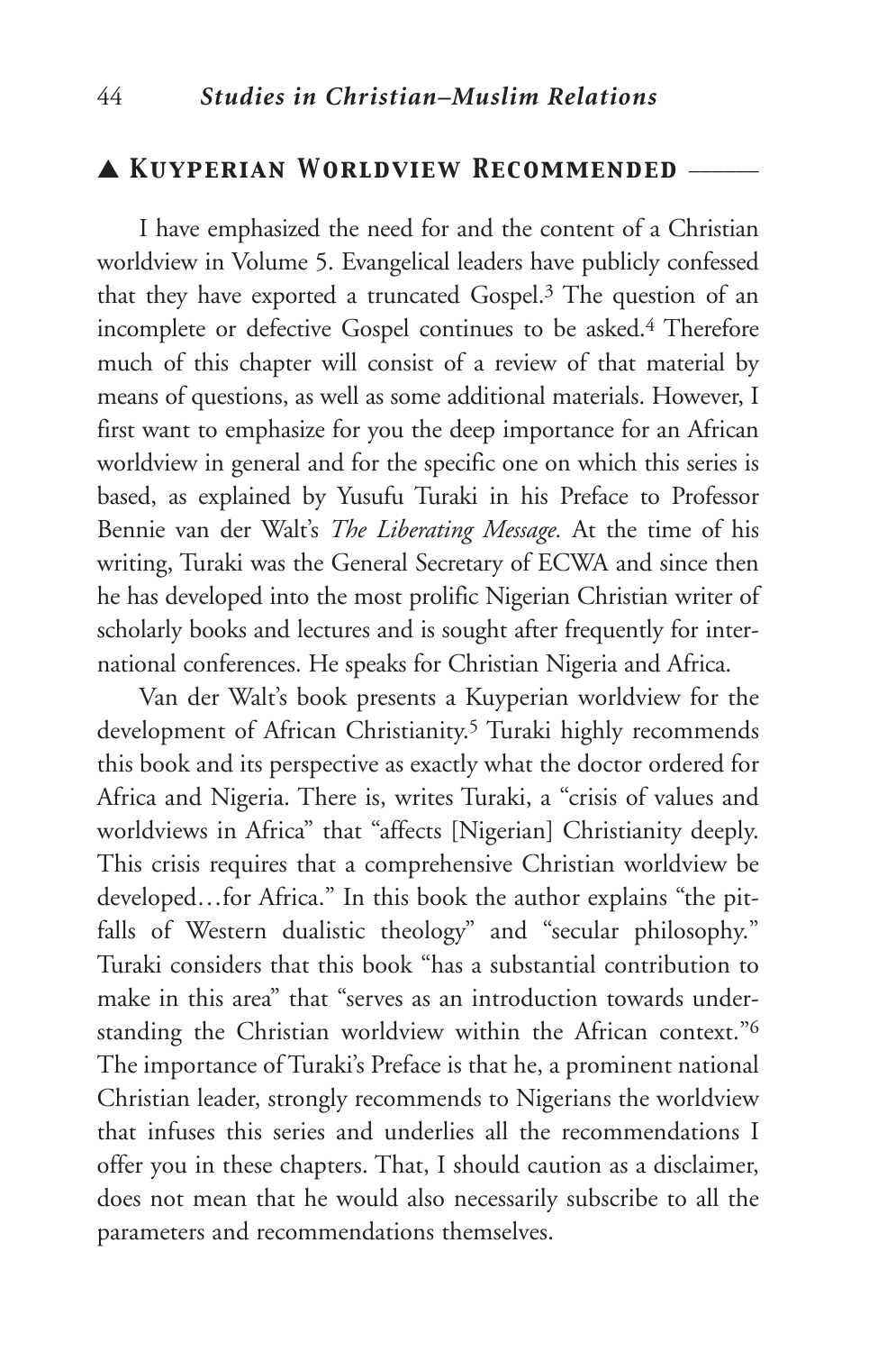## ▲ Kuyperian Worldview Recommended

I have emphasized the need for and the content of a Christian worldview in Volume 5. Evangelical leaders have publicly confessed that they have exported a truncated Gospel.[3] The question of an incomplete or defective Gospel continues to be asked.[4] Therefore much of this chapter will consist of a review of that material by means of questions, as well as some additional materials. However, I first want to emphasize for you the deep importance for an African worldview in general and for the specific one on which this series is based, as explained by Yusufu Turaki in his Preface to Professor Bennie van der Walt's *The Liberating Message.* At the time of his writing, Turaki was the General Secretary of ECWA and since then he has developed into the most prolific Nigerian Christian writer of scholarly books and lectures and is sought after frequently for international conferences. He speaks for Christian Nigeria and Africa.

Van der Walt's book presents a Kuyperian worldview for the development of African Christianity.[5] Turaki highly recommends this book and its perspective as exactly what the doctor ordered for Africa and Nigeria. There is, writes Turaki, a "crisis of values and worldviews in Africa" that "affects [Nigerian] Christianity deeply. This crisis requires that a comprehensive Christian worldview be developed…for Africa." In this book the author explains "the pitfalls of Western dualistic theology" and "secular philosophy." Turaki considers that this book "has a substantial contribution to make in this area" that "serves as an introduction towards understanding the Christian worldview within the African context."[6] The importance of Turaki's Preface is that he, a prominent national Christian leader, strongly recommends to Nigerians the worldview that infuses this series and underlies all the recommendations I offer you in these chapters. That, I should caution as a disclaimer, does not mean that he would also necessarily subscribe to all the parameters and recommendations themselves.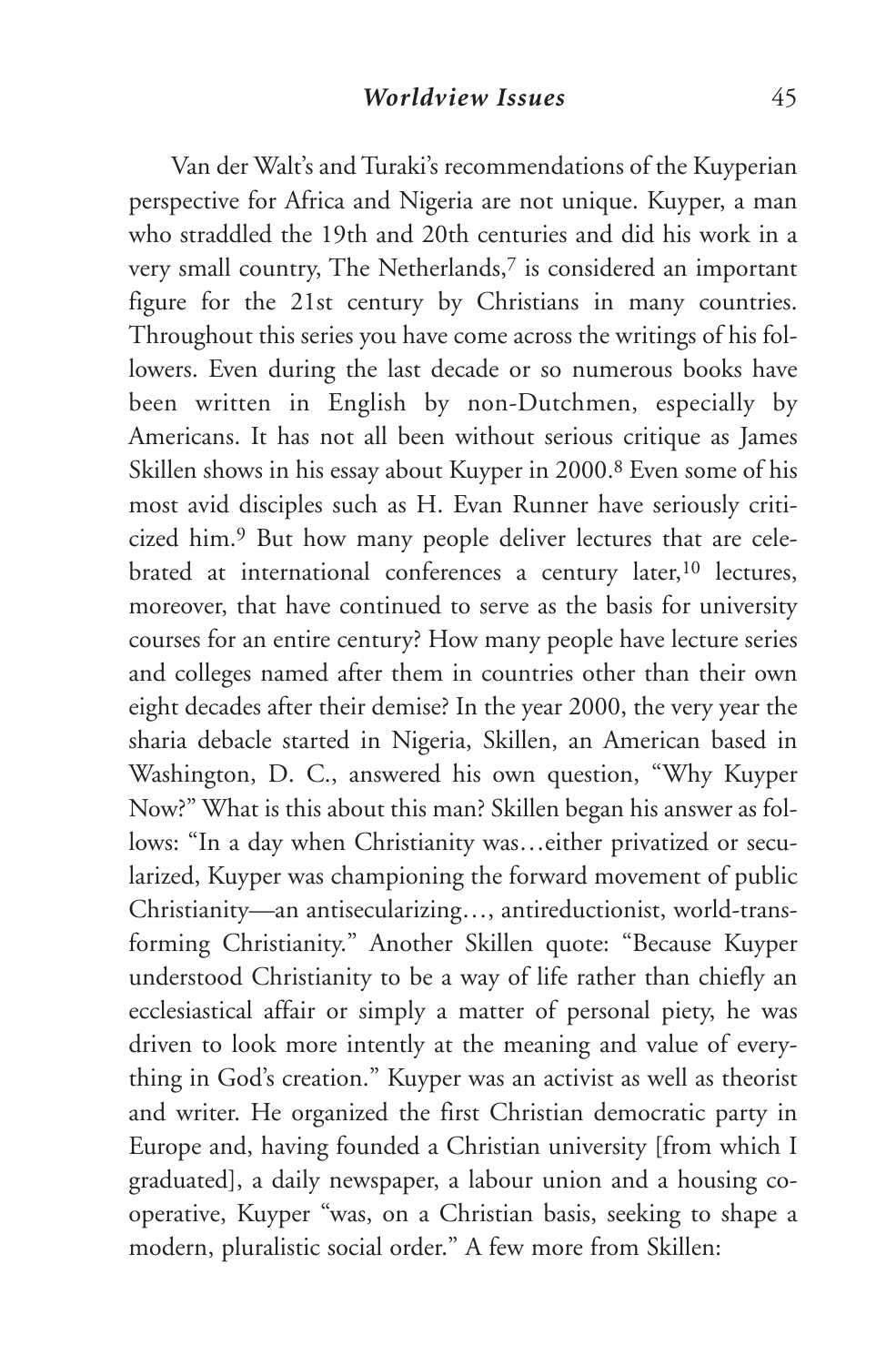Van der Walt's and Turaki's recommendations of the Kuyperian perspective for Africa and Nigeria are not unique. Kuyper, a man who straddled the 19th and 20th centuries and did his work in a very small country, The Netherlands,[7] is considered an important figure for the 21st century by Christians in many countries. Throughout this series you have come across the writings of his followers. Even during the last decade or so numerous books have been written in English by non-Dutchmen, especially by Americans. It has not all been without serious critique as James Skillen shows in his essay about Kuyper in 2000.[8] Even some of his most avid disciples such as H. Evan Runner have seriously criticized him.[9] But how many people deliver lectures that are celebrated at international conferences a century later,[10] lectures, moreover, that have continued to serve as the basis for university courses for an entire century? How many people have lecture series and colleges named after them in countries other than their own eight decades after their demise? In the year 2000, the very year the sharia debacle started in Nigeria, Skillen, an American based in Washington, D. C., answered his own question, "Why Kuyper Now?" What is this about this man? Skillen began his answer as follows: "In a day when Christianity was…either privatized or secularized, Kuyper was championing the forward movement of public Christianity—an antisecularizing…, antireductionist, world-transforming Christianity." Another Skillen quote: "Because Kuyper understood Christianity to be a way of life rather than chiefly an ecclesiastical affair or simply a matter of personal piety, he was driven to look more intently at the meaning and value of everything in God's creation." Kuyper was an activist as well as theorist and writer. He organized the first Christian democratic party in Europe and, having founded a Christian university [from which I graduated], a daily newspaper, a labour union and a housing co-operative, Kuyper "was, on a Christian basis, seeking to shape a modern, pluralistic social order." A few more from Skillen: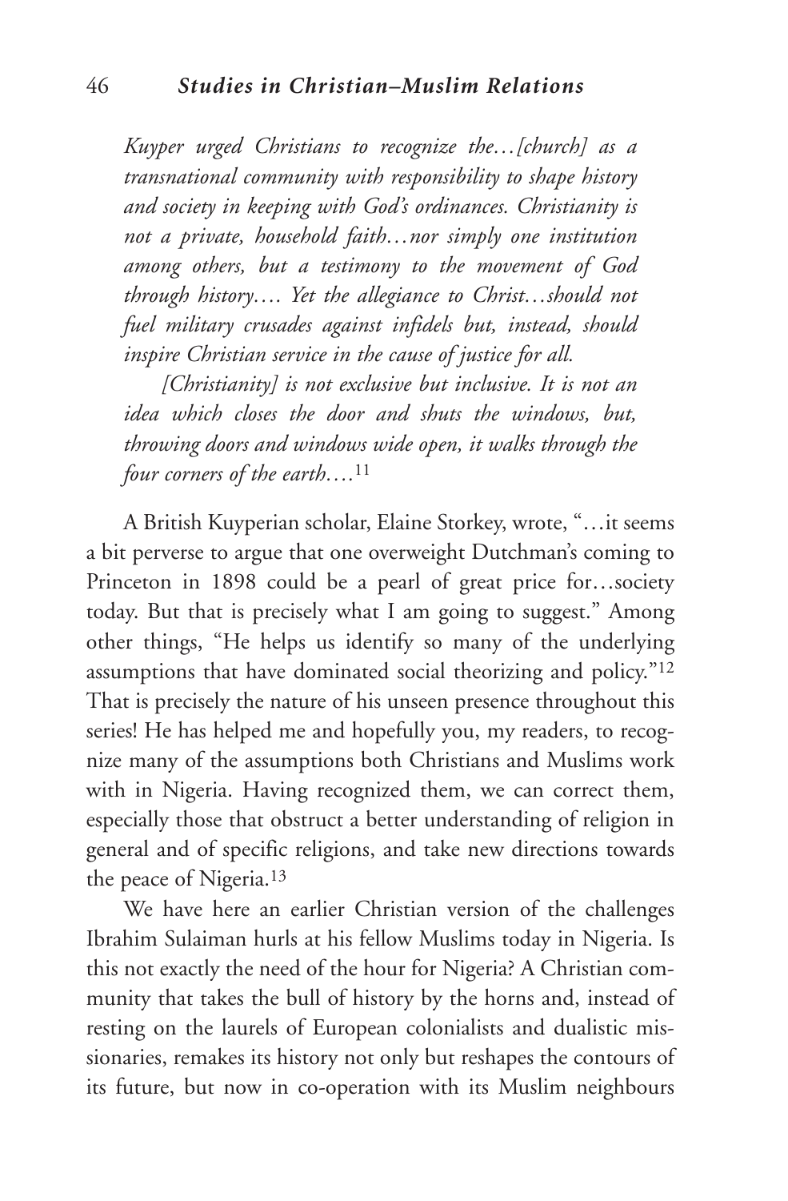*Kuyper urged Christians to recognize the…[church] as a transnational community with responsibility to shape history and society in keeping with God's ordinances. Christianity is not a private, household faith…nor simply one institution among others, but a testimony to the movement of God through history…. Yet the allegiance to Christ…should not fuel military crusades against infidels but, instead, should inspire Christian service in the cause of justice for all.*

*[Christianity] is not exclusive but inclusive. It is not an idea which closes the door and shuts the windows, but, throwing doors and windows wide open, it walks through the four corners of the earth….*[11]

A British Kuyperian scholar, Elaine Storkey, wrote, "…it seems a bit perverse to argue that one overweight Dutchman's coming to Princeton in 1898 could be a pearl of great price for…society today. But that is precisely what I am going to suggest." Among other things, "He helps us identify so many of the underlying assumptions that have dominated social theorizing and policy."[12] That is precisely the nature of his unseen presence throughout this series! He has helped me and hopefully you, my readers, to recognize many of the assumptions both Christians and Muslims work with in Nigeria. Having recognized them, we can correct them, especially those that obstruct a better understanding of religion in general and of specific religions, and take new directions towards the peace of Nigeria.[13]

We have here an earlier Christian version of the challenges Ibrahim Sulaiman hurls at his fellow Muslims today in Nigeria. Is this not exactly the need of the hour for Nigeria? A Christian community that takes the bull of history by the horns and, instead of resting on the laurels of European colonialists and dualistic missionaries, remakes its history not only but reshapes the contours of its future, but now in co-operation with its Muslim neighbours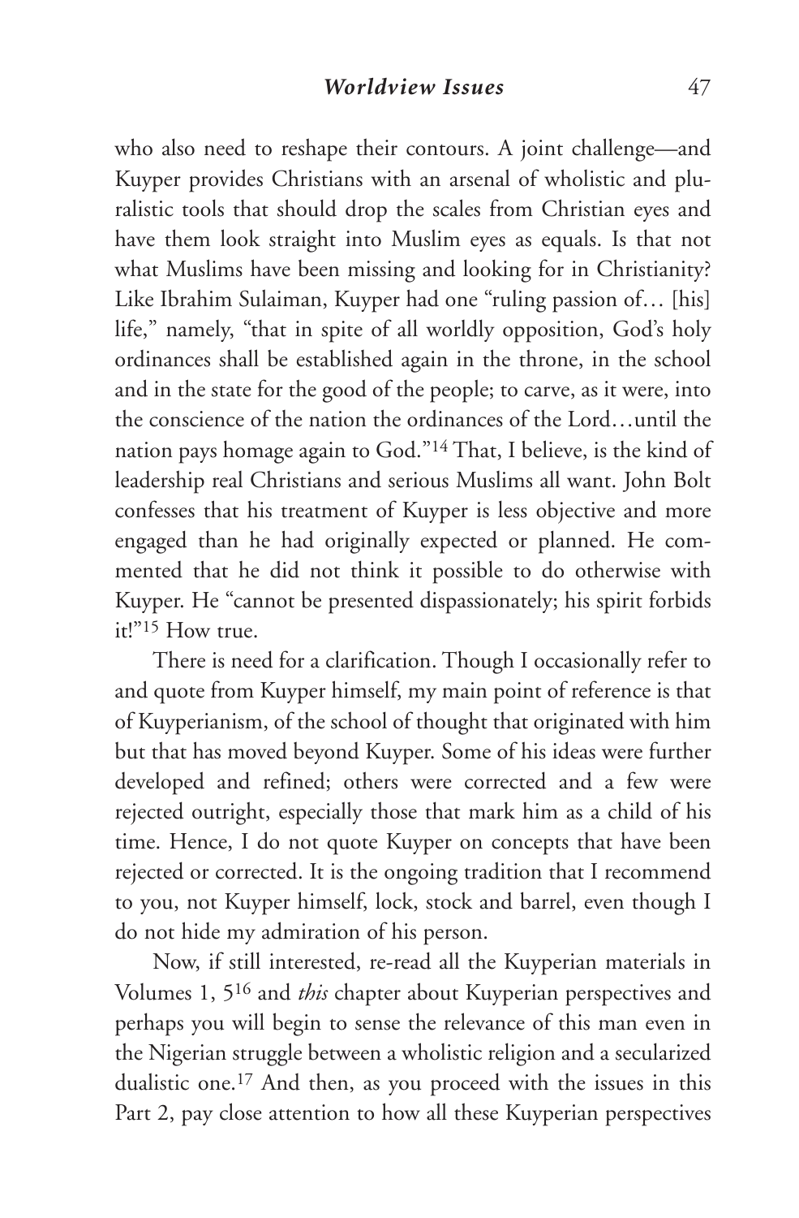who also need to reshape their contours. A joint challenge—and Kuyper provides Christians with an arsenal of wholistic and pluralistic tools that should drop the scales from Christian eyes and have them look straight into Muslim eyes as equals. Is that not what Muslims have been missing and looking for in Christianity? Like Ibrahim Sulaiman, Kuyper had one "ruling passion of… [his] life," namely, "that in spite of all worldly opposition, God's holy ordinances shall be established again in the throne, in the school and in the state for the good of the people; to carve, as it were, into the conscience of the nation the ordinances of the Lord…until the nation pays homage again to God."[14] That, I believe, is the kind of leadership real Christians and serious Muslims all want. John Bolt confesses that his treatment of Kuyper is less objective and more engaged than he had originally expected or planned. He commented that he did not think it possible to do otherwise with Kuyper. He "cannot be presented dispassionately; his spirit forbids it!"[15] How true.

There is need for a clarification. Though I occasionally refer to and quote from Kuyper himself, my main point of reference is that of Kuyperianism, of the school of thought that originated with him but that has moved beyond Kuyper. Some of his ideas were further developed and refined; others were corrected and a few were rejected outright, especially those that mark him as a child of his time. Hence, I do not quote Kuyper on concepts that have been rejected or corrected. It is the ongoing tradition that I recommend to you, not Kuyper himself, lock, stock and barrel, even though I do not hide my admiration of his person.

Now, if still interested, re-read all the Kuyperian materials in Volumes 1, 5[16] and *this* chapter about Kuyperian perspectives and perhaps you will begin to sense the relevance of this man even in the Nigerian struggle between a wholistic religion and a secularized dualistic one.[17] And then, as you proceed with the issues in this Part 2, pay close attention to how all these Kuyperian perspectives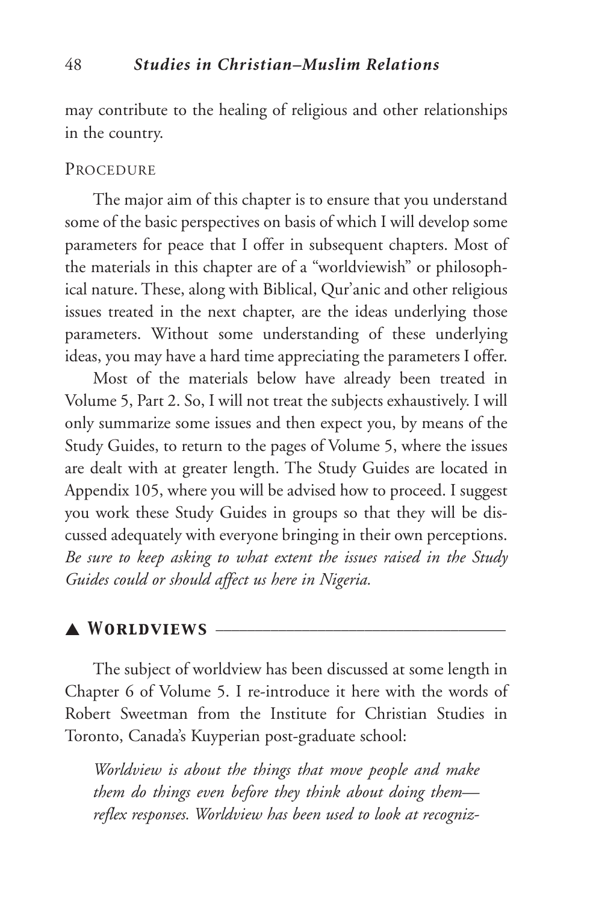may contribute to the healing of religious and other relationships in the country.

### Procedure

The major aim of this chapter is to ensure that you understand some of the basic perspectives on basis of which I will develop some parameters for peace that I offer in subsequent chapters. Most of the materials in this chapter are of a "worldviewish" or philosophical nature. These, along with Biblical, Qur'anic and other religious issues treated in the next chapter, are the ideas underlying those parameters. Without some understanding of these underlying ideas, you may have a hard time appreciating the parameters I offer.

Most of the materials below have already been treated in Volume 5, Part 2. So, I will not treat the subjects exhaustively. I will only summarize some issues and then expect you, by means of the Study Guides, to return to the pages of Volume 5, where the issues are dealt with at greater length. The Study Guides are located in Appendix 105, where you will be advised how to proceed. I suggest you work these Study Guides in groups so that they will be discussed adequately with everyone bringing in their own perceptions. *Be sure to keep asking to what extent the issues raised in the Study Guides could or should affect us here in Nigeria.*

## ▲ Worldviews

The subject of worldview has been discussed at some length in Chapter 6 of Volume 5. I re-introduce it here with the words of Robert Sweetman from the Institute for Christian Studies in Toronto, Canada's Kuyperian post-graduate school:

> *Worldview is about the things that move people and make them do things even before they think about doing them—reflex responses. Worldview has been used to look at recogniz-*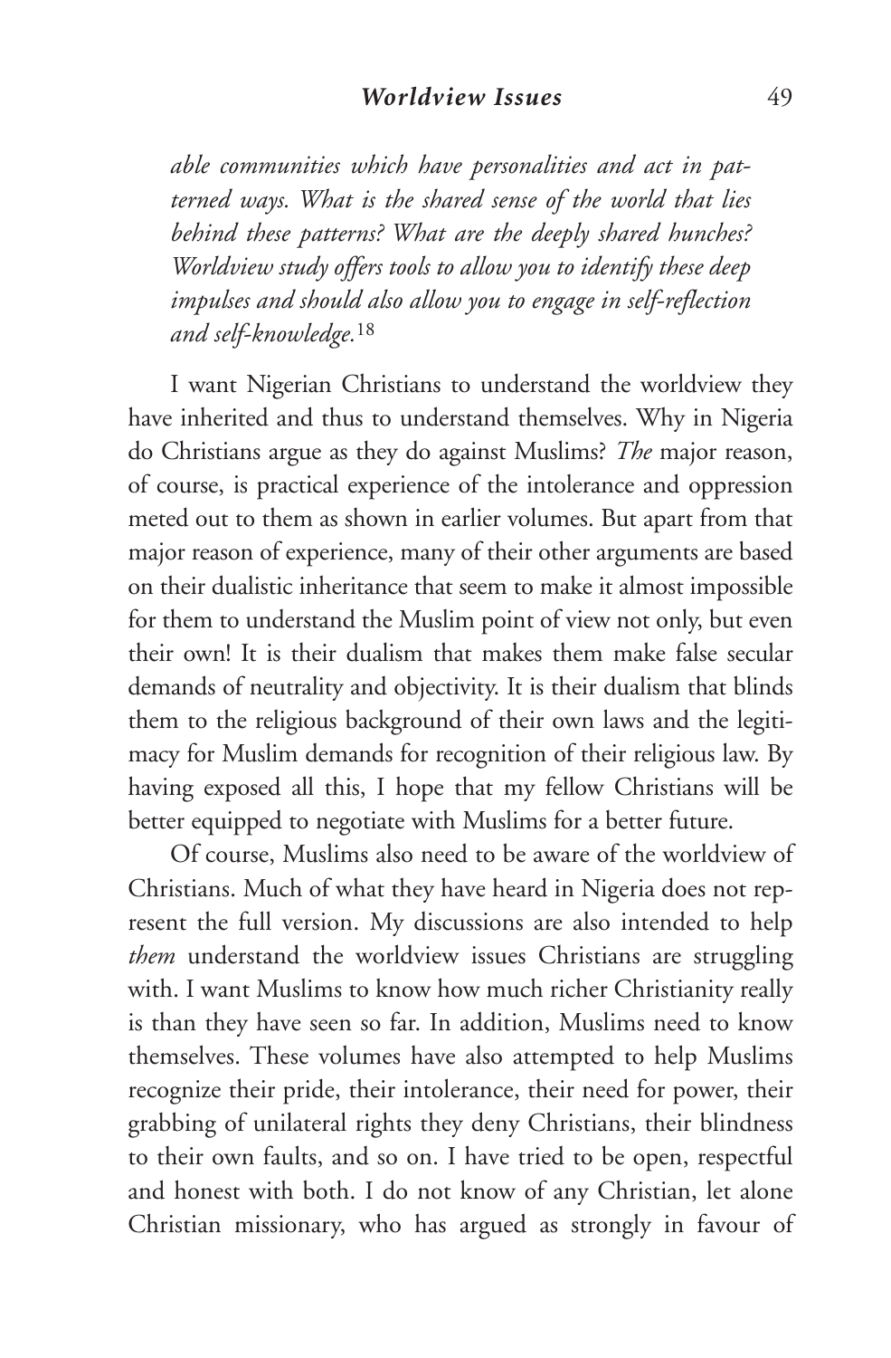*able communities which have personalities and act in patterned ways. What is the shared sense of the world that lies behind these patterns? What are the deeply shared hunches? Worldview study offers tools to allow you to identify these deep impulses and should also allow you to engage in self-reflection and self-knowledge.*[18]

I want Nigerian Christians to understand the worldview they have inherited and thus to understand themselves. Why in Nigeria do Christians argue as they do against Muslims? *The* major reason, of course, is practical experience of the intolerance and oppression meted out to them as shown in earlier volumes. But apart from that major reason of experience, many of their other arguments are based on their dualistic inheritance that seem to make it almost impossible for them to understand the Muslim point of view not only, but even their own! It is their dualism that makes them make false secular demands of neutrality and objectivity. It is their dualism that blinds them to the religious background of their own laws and the legitimacy for Muslim demands for recognition of their religious law. By having exposed all this, I hope that my fellow Christians will be better equipped to negotiate with Muslims for a better future.

Of course, Muslims also need to be aware of the worldview of Christians. Much of what they have heard in Nigeria does not represent the full version. My discussions are also intended to help *them* understand the worldview issues Christians are struggling with. I want Muslims to know how much richer Christianity really is than they have seen so far. In addition, Muslims need to know themselves. These volumes have also attempted to help Muslims recognize their pride, their intolerance, their need for power, their grabbing of unilateral rights they deny Christians, their blindness to their own faults, and so on. I have tried to be open, respectful and honest with both. I do not know of any Christian, let alone Christian missionary, who has argued as strongly in favour of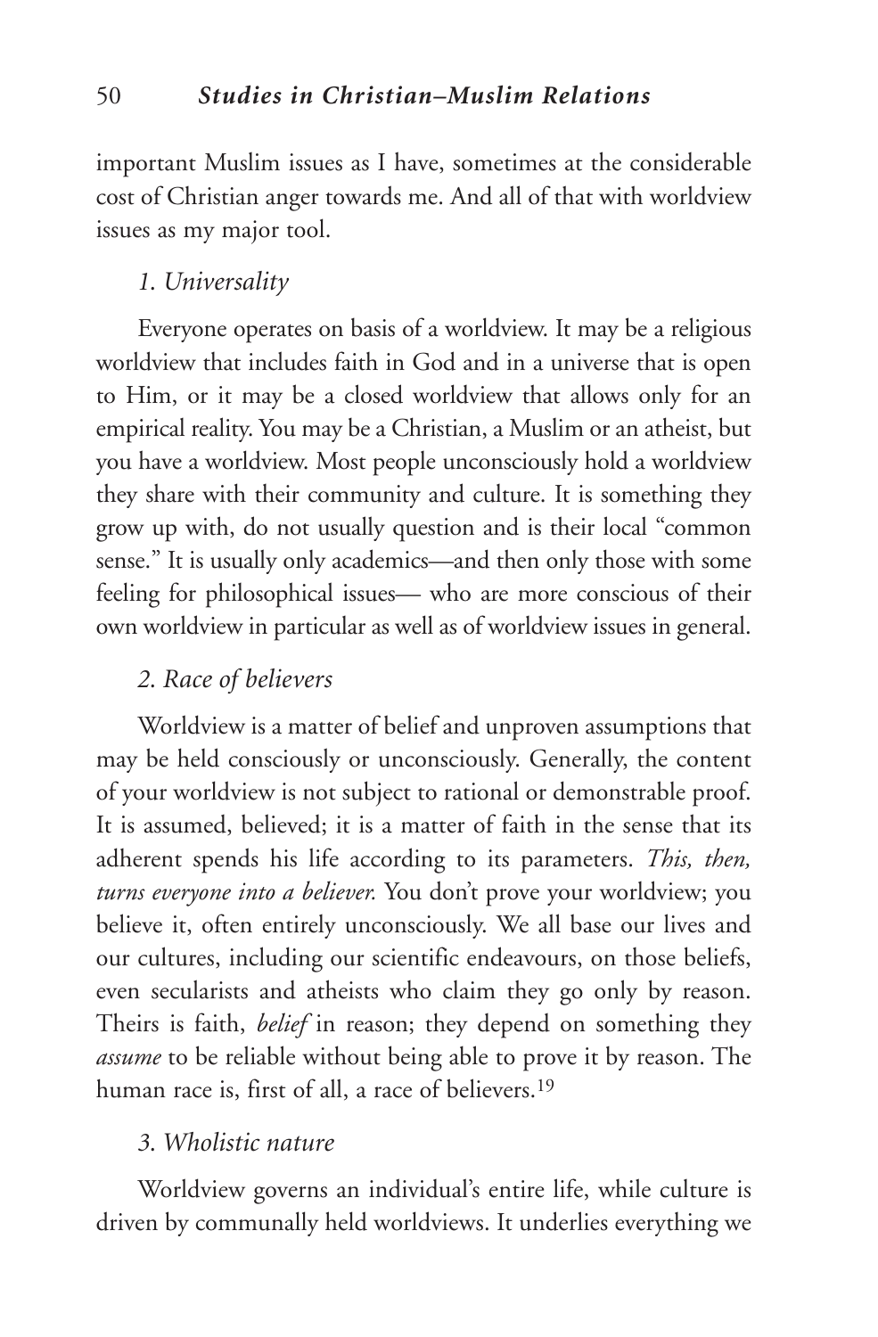important Muslim issues as I have, sometimes at the considerable cost of Christian anger towards me. And all of that with worldview issues as my major tool.

### *1. Universality*

Everyone operates on basis of a worldview. It may be a religious worldview that includes faith in God and in a universe that is open to Him, or it may be a closed worldview that allows only for an empirical reality. You may be a Christian, a Muslim or an atheist, but you have a worldview. Most people unconsciously hold a worldview they share with their community and culture. It is something they grow up with, do not usually question and is their local "common sense." It is usually only academics—and then only those with some feeling for philosophical issues— who are more conscious of their own worldview in particular as well as of worldview issues in general.

### *2. Race of believers*

Worldview is a matter of belief and unproven assumptions that may be held consciously or unconsciously. Generally, the content of your worldview is not subject to rational or demonstrable proof. It is assumed, believed; it is a matter of faith in the sense that its adherent spends his life according to its parameters. *This, then, turns everyone into a believer.* You don't prove your worldview; you believe it, often entirely unconsciously. We all base our lives and our cultures, including our scientific endeavours, on those beliefs, even secularists and atheists who claim they go only by reason. Theirs is faith, *belief* in reason; they depend on something they *assume* to be reliable without being able to prove it by reason. The human race is, first of all, a race of believers.[19]

### *3. Wholistic nature*

Worldview governs an individual's entire life, while culture is driven by communally held worldviews. It underlies everything we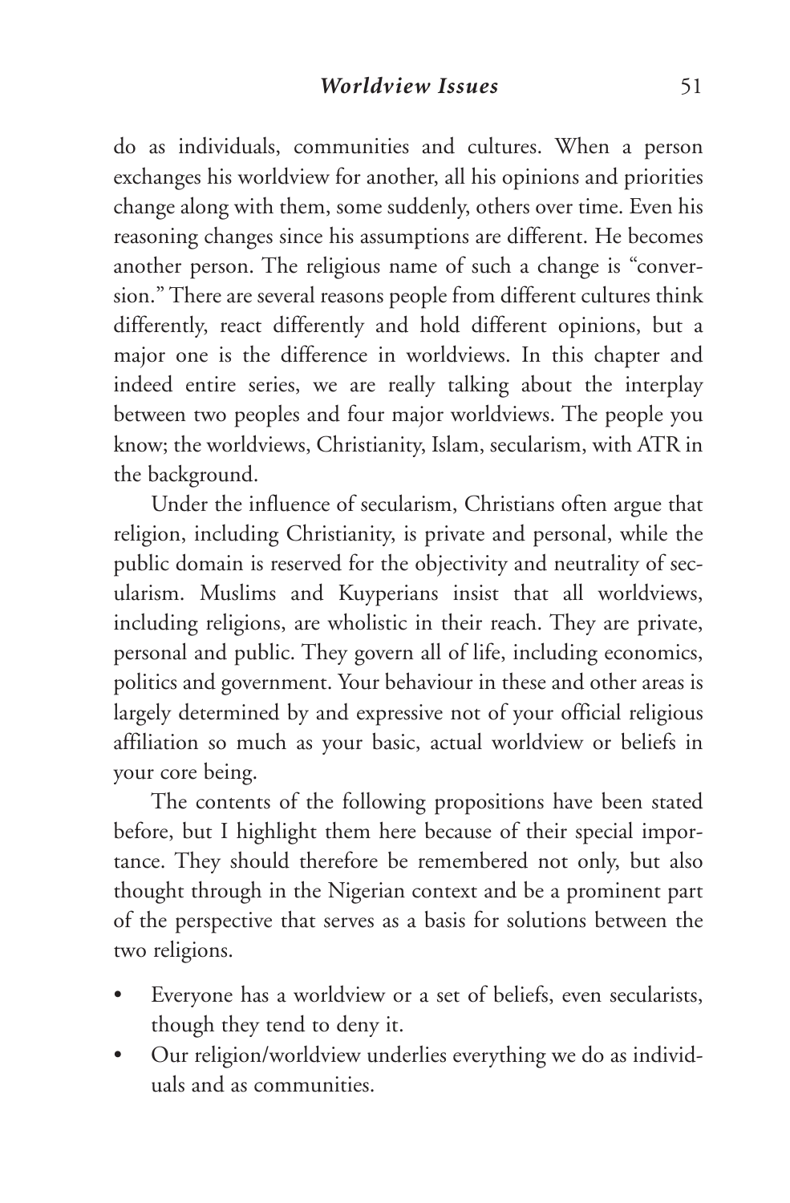do as individuals, communities and cultures. When a person exchanges his worldview for another, all his opinions and priorities change along with them, some suddenly, others over time. Even his reasoning changes since his assumptions are different. He becomes another person. The religious name of such a change is "conversion." There are several reasons people from different cultures think differently, react differently and hold different opinions, but a major one is the difference in worldviews. In this chapter and indeed entire series, we are really talking about the interplay between two peoples and four major worldviews. The people you know; the worldviews, Christianity, Islam, secularism, with ATR in the background.

Under the influence of secularism, Christians often argue that religion, including Christianity, is private and personal, while the public domain is reserved for the objectivity and neutrality of secularism. Muslims and Kuyperians insist that all worldviews, including religions, are wholistic in their reach. They are private, personal and public. They govern all of life, including economics, politics and government. Your behaviour in these and other areas is largely determined by and expressive not of your official religious affiliation so much as your basic, actual worldview or beliefs in your core being.

The contents of the following propositions have been stated before, but I highlight them here because of their special importance. They should therefore be remembered not only, but also thought through in the Nigerian context and be a prominent part of the perspective that serves as a basis for solutions between the two religions.

- Everyone has a worldview or a set of beliefs, even secularists, though they tend to deny it.
- Our religion/worldview underlies everything we do as individuals and as communities.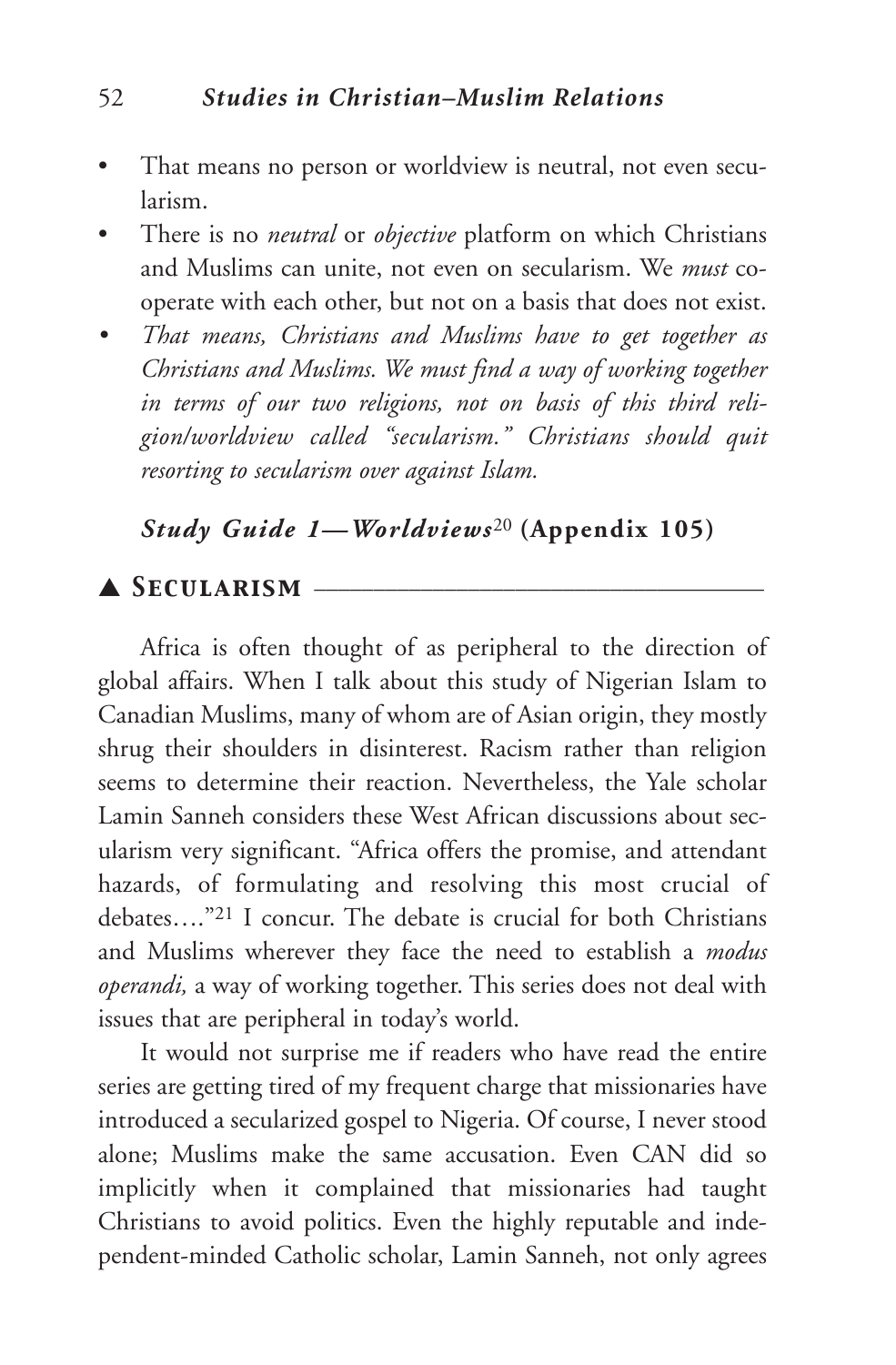- That means no person or worldview is neutral, not even secularism.
- There is no *neutral* or *objective* platform on which Christians and Muslims can unite, not even on secularism. We *must* cooperate with each other, but not on a basis that does not exist.
- *That means, Christians and Muslims have to get together as Christians and Muslims. We must find a way of working together in terms of our two religions, not on basis of this third religion/worldview called "secularism." Christians should quit resorting to secularism over against Islam.*

***Study Guide 1—Worldviews*[20] (Appendix 105)**

## ▲ Secularism

Africa is often thought of as peripheral to the direction of global affairs. When I talk about this study of Nigerian Islam to Canadian Muslims, many of whom are of Asian origin, they mostly shrug their shoulders in disinterest. Racism rather than religion seems to determine their reaction. Nevertheless, the Yale scholar Lamin Sanneh considers these West African discussions about secularism very significant. "Africa offers the promise, and attendant hazards, of formulating and resolving this most crucial of debates…."[21] I concur. The debate is crucial for both Christians and Muslims wherever they face the need to establish a *modus operandi,* a way of working together. This series does not deal with issues that are peripheral in today's world.

It would not surprise me if readers who have read the entire series are getting tired of my frequent charge that missionaries have introduced a secularized gospel to Nigeria. Of course, I never stood alone; Muslims make the same accusation. Even CAN did so implicitly when it complained that missionaries had taught Christians to avoid politics. Even the highly reputable and independent-minded Catholic scholar, Lamin Sanneh, not only agrees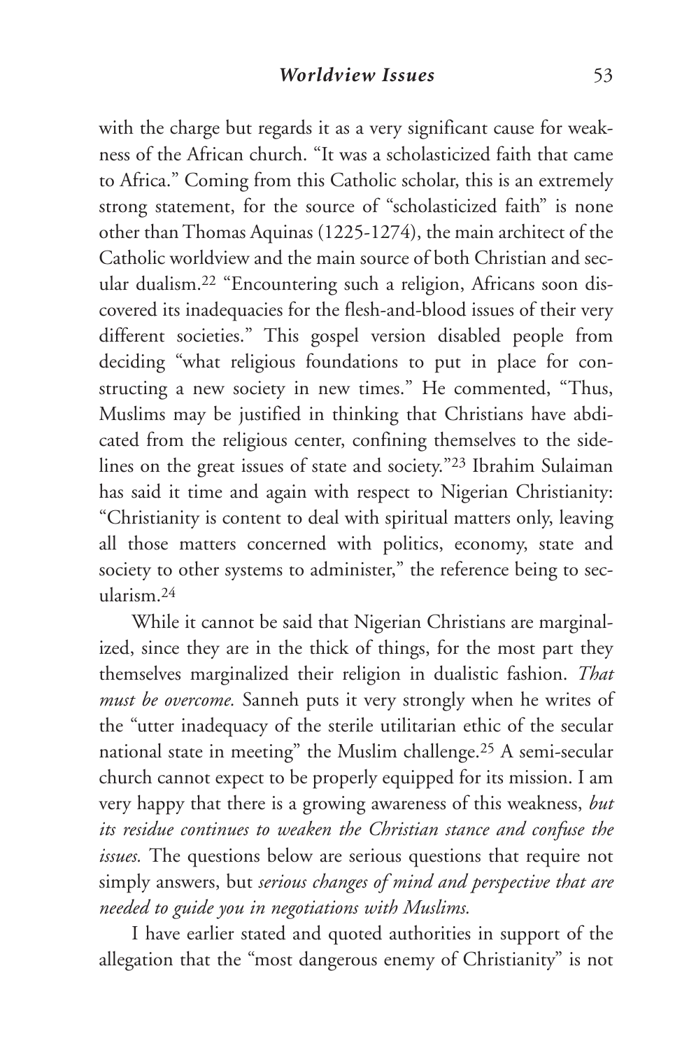with the charge but regards it as a very significant cause for weakness of the African church. "It was a scholasticized faith that came to Africa." Coming from this Catholic scholar, this is an extremely strong statement, for the source of "scholasticized faith" is none other than Thomas Aquinas (1225-1274), the main architect of the Catholic worldview and the main source of both Christian and secular dualism.[22] "Encountering such a religion, Africans soon discovered its inadequacies for the flesh-and-blood issues of their very different societies." This gospel version disabled people from deciding "what religious foundations to put in place for constructing a new society in new times." He commented, "Thus, Muslims may be justified in thinking that Christians have abdicated from the religious center, confining themselves to the sidelines on the great issues of state and society."[23] Ibrahim Sulaiman has said it time and again with respect to Nigerian Christianity: "Christianity is content to deal with spiritual matters only, leaving all those matters concerned with politics, economy, state and society to other systems to administer," the reference being to secularism.[24]

While it cannot be said that Nigerian Christians are marginalized, since they are in the thick of things, for the most part they themselves marginalized their religion in dualistic fashion. *That must be overcome.* Sanneh puts it very strongly when he writes of the "utter inadequacy of the sterile utilitarian ethic of the secular national state in meeting" the Muslim challenge.[25] A semi-secular church cannot expect to be properly equipped for its mission. I am very happy that there is a growing awareness of this weakness, *but its residue continues to weaken the Christian stance and confuse the issues.* The questions below are serious questions that require not simply answers, but *serious changes of mind and perspective that are needed to guide you in negotiations with Muslims.*

I have earlier stated and quoted authorities in support of the allegation that the "most dangerous enemy of Christianity" is not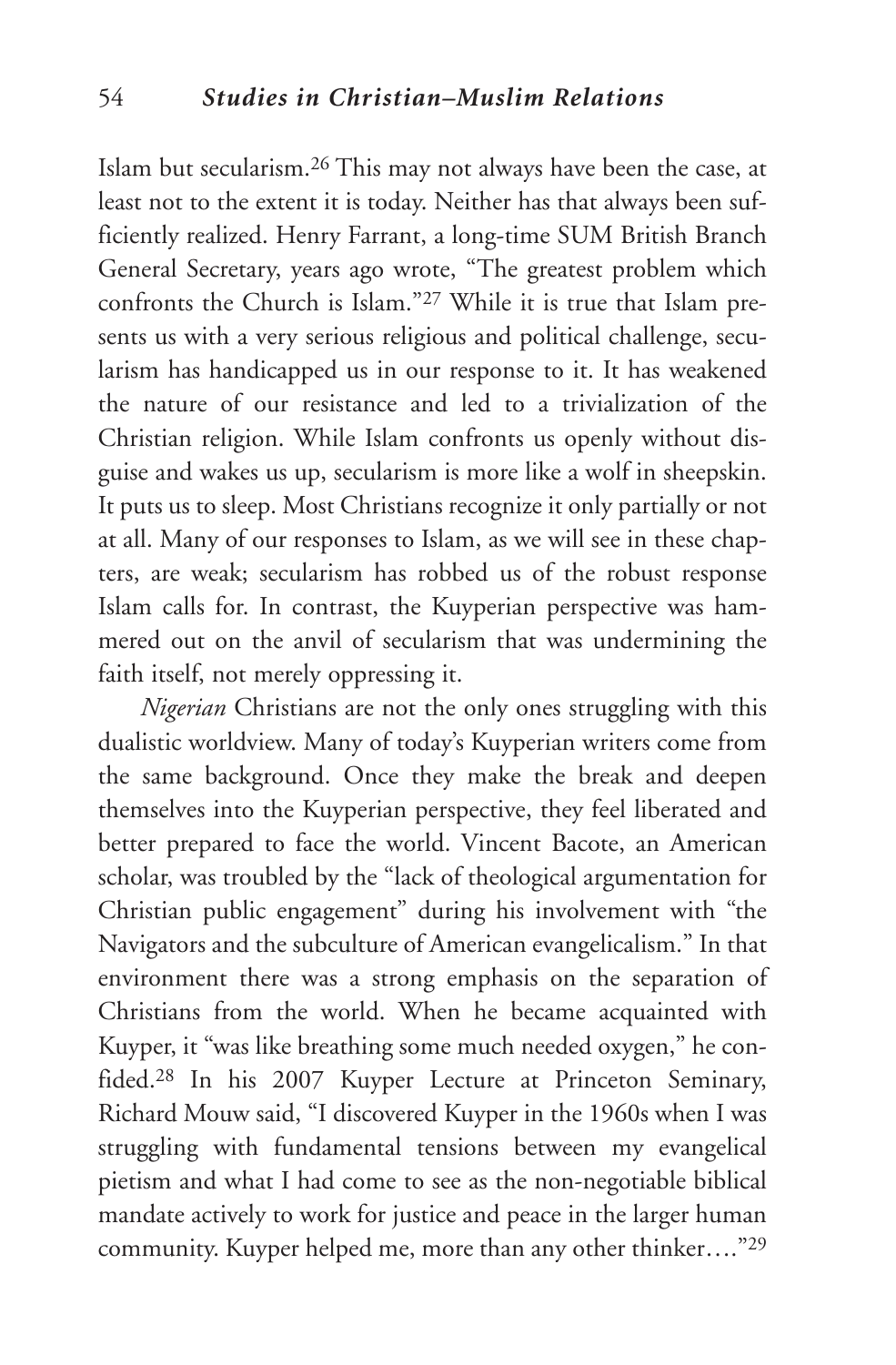Islam but secularism.[26] This may not always have been the case, at least not to the extent it is today. Neither has that always been sufficiently realized. Henry Farrant, a long-time SUM British Branch General Secretary, years ago wrote, "The greatest problem which confronts the Church is Islam."[27] While it is true that Islam presents us with a very serious religious and political challenge, secularism has handicapped us in our response to it. It has weakened the nature of our resistance and led to a trivialization of the Christian religion. While Islam confronts us openly without disguise and wakes us up, secularism is more like a wolf in sheepskin. It puts us to sleep. Most Christians recognize it only partially or not at all. Many of our responses to Islam, as we will see in these chapters, are weak; secularism has robbed us of the robust response Islam calls for. In contrast, the Kuyperian perspective was hammered out on the anvil of secularism that was undermining the faith itself, not merely oppressing it.

*Nigerian* Christians are not the only ones struggling with this dualistic worldview. Many of today's Kuyperian writers come from the same background. Once they make the break and deepen themselves into the Kuyperian perspective, they feel liberated and better prepared to face the world. Vincent Bacote, an American scholar, was troubled by the "lack of theological argumentation for Christian public engagement" during his involvement with "the Navigators and the subculture of American evangelicalism." In that environment there was a strong emphasis on the separation of Christians from the world. When he became acquainted with Kuyper, it "was like breathing some much needed oxygen," he confided.[28] In his 2007 Kuyper Lecture at Princeton Seminary, Richard Mouw said, "I discovered Kuyper in the 1960s when I was struggling with fundamental tensions between my evangelical pietism and what I had come to see as the non-negotiable biblical mandate actively to work for justice and peace in the larger human community. Kuyper helped me, more than any other thinker…."[29]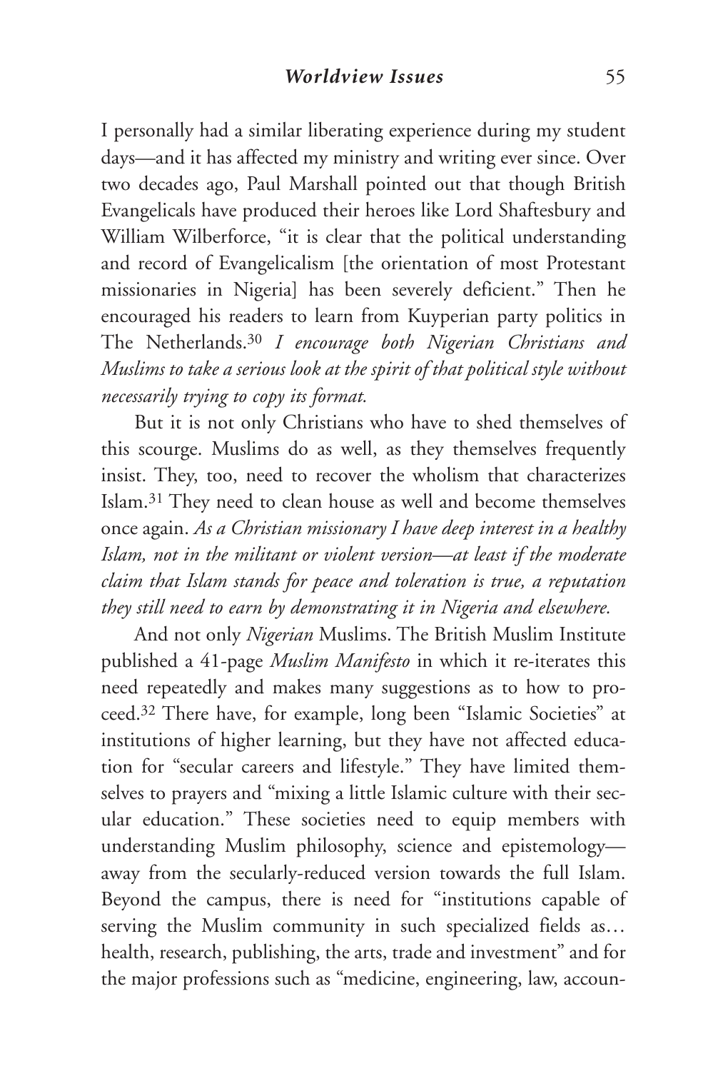I personally had a similar liberating experience during my student days—and it has affected my ministry and writing ever since. Over two decades ago, Paul Marshall pointed out that though British Evangelicals have produced their heroes like Lord Shaftesbury and William Wilberforce, "it is clear that the political understanding and record of Evangelicalism [the orientation of most Protestant missionaries in Nigeria] has been severely deficient." Then he encouraged his readers to learn from Kuyperian party politics in The Netherlands.[30] *I encourage both Nigerian Christians and Muslims to take a serious look at the spirit of that political style without necessarily trying to copy its format.*

But it is not only Christians who have to shed themselves of this scourge. Muslims do as well, as they themselves frequently insist. They, too, need to recover the wholism that characterizes Islam.[31] They need to clean house as well and become themselves once again. *As a Christian missionary I have deep interest in a healthy Islam, not in the militant or violent version—at least if the moderate claim that Islam stands for peace and toleration is true, a reputation they still need to earn by demonstrating it in Nigeria and elsewhere.*

And not only *Nigerian* Muslims. The British Muslim Institute published a 41-page *Muslim Manifesto* in which it re-iterates this need repeatedly and makes many suggestions as to how to proceed.[32] There have, for example, long been "Islamic Societies" at institutions of higher learning, but they have not affected education for "secular careers and lifestyle." They have limited themselves to prayers and "mixing a little Islamic culture with their secular education." These societies need to equip members with understanding Muslim philosophy, science and epistemology—away from the secularly-reduced version towards the full Islam. Beyond the campus, there is need for "institutions capable of serving the Muslim community in such specialized fields as… health, research, publishing, the arts, trade and investment" and for the major professions such as "medicine, engineering, law, accoun-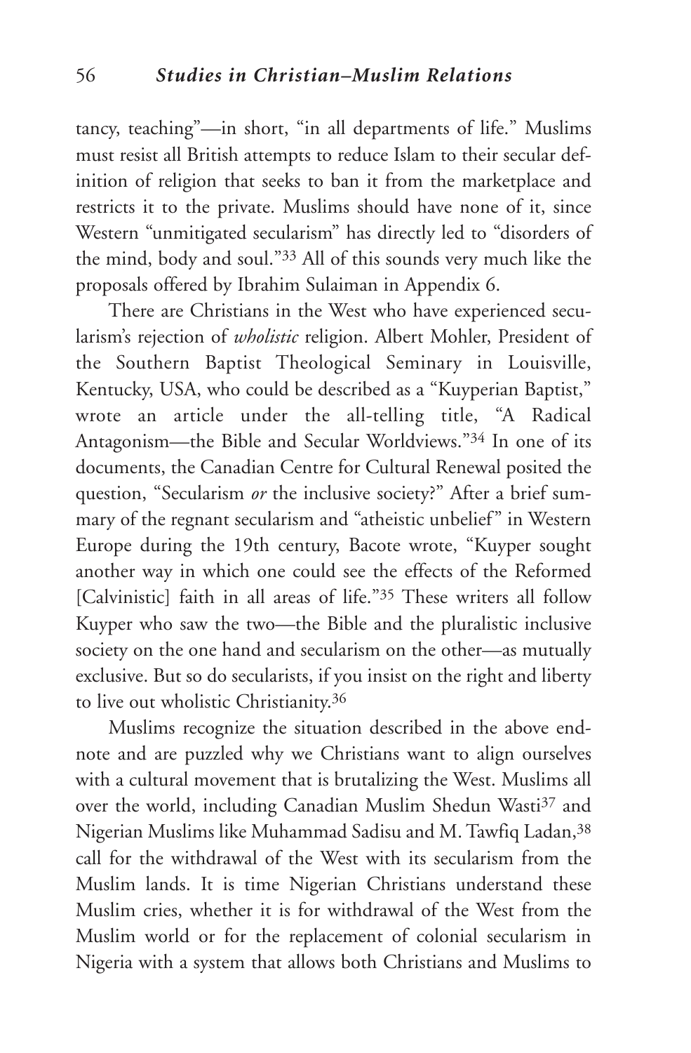tancy, teaching"—in short, "in all departments of life." Muslims must resist all British attempts to reduce Islam to their secular definition of religion that seeks to ban it from the marketplace and restricts it to the private. Muslims should have none of it, since Western "unmitigated secularism" has directly led to "disorders of the mind, body and soul."[33] All of this sounds very much like the proposals offered by Ibrahim Sulaiman in Appendix 6.

There are Christians in the West who have experienced secularism's rejection of *wholistic* religion. Albert Mohler, President of the Southern Baptist Theological Seminary in Louisville, Kentucky, USA, who could be described as a "Kuyperian Baptist," wrote an article under the all-telling title, "A Radical Antagonism—the Bible and Secular Worldviews."[34] In one of its documents, the Canadian Centre for Cultural Renewal posited the question, "Secularism *or* the inclusive society?" After a brief summary of the regnant secularism and "atheistic unbelief" in Western Europe during the 19th century, Bacote wrote, "Kuyper sought another way in which one could see the effects of the Reformed [Calvinistic] faith in all areas of life."[35] These writers all follow Kuyper who saw the two—the Bible and the pluralistic inclusive society on the one hand and secularism on the other—as mutually exclusive. But so do secularists, if you insist on the right and liberty to live out wholistic Christianity.[36]

Muslims recognize the situation described in the above endnote and are puzzled why we Christians want to align ourselves with a cultural movement that is brutalizing the West. Muslims all over the world, including Canadian Muslim Shedun Wasti[37] and Nigerian Muslims like Muhammad Sadisu and M. Tawfiq Ladan,[38] call for the withdrawal of the West with its secularism from the Muslim lands. It is time Nigerian Christians understand these Muslim cries, whether it is for withdrawal of the West from the Muslim world or for the replacement of colonial secularism in Nigeria with a system that allows both Christians and Muslims to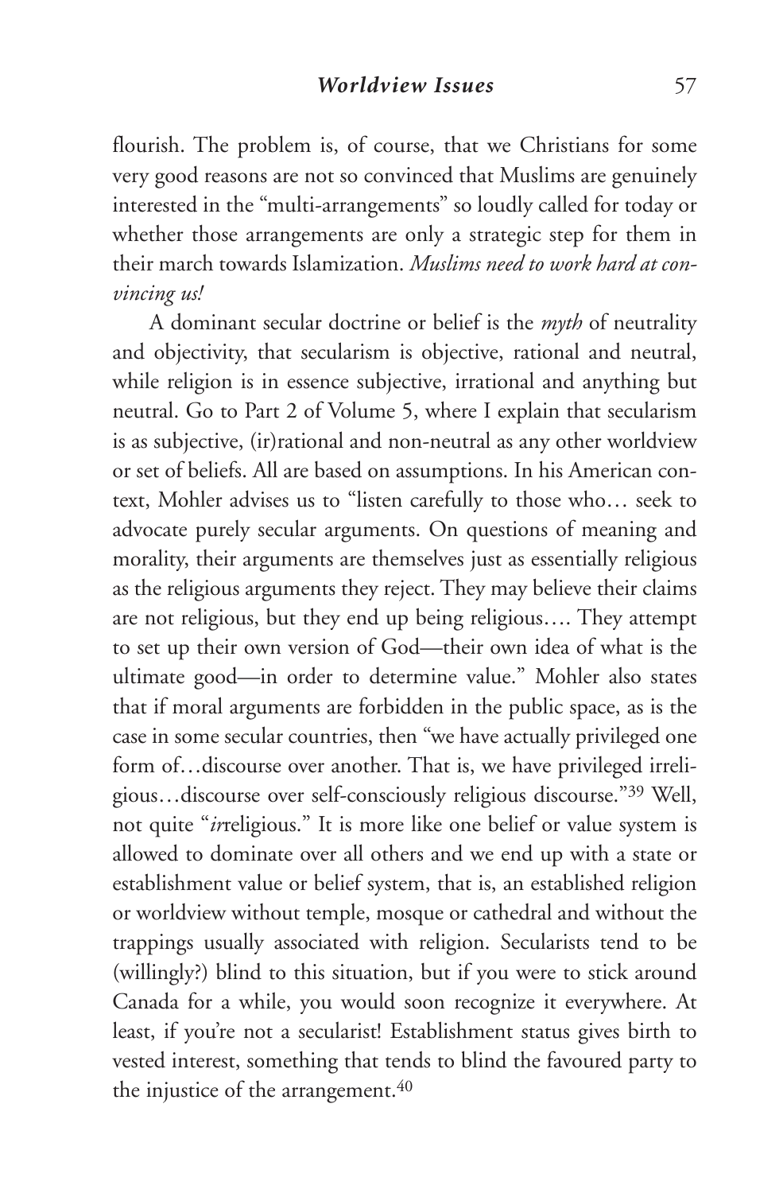flourish. The problem is, of course, that we Christians for some very good reasons are not so convinced that Muslims are genuinely interested in the "multi-arrangements" so loudly called for today or whether those arrangements are only a strategic step for them in their march towards Islamization. *Muslims need to work hard at convincing us!*

A dominant secular doctrine or belief is the *myth* of neutrality and objectivity, that secularism is objective, rational and neutral, while religion is in essence subjective, irrational and anything but neutral. Go to Part 2 of Volume 5, where I explain that secularism is as subjective, (ir)rational and non-neutral as any other worldview or set of beliefs. All are based on assumptions. In his American context, Mohler advises us to "listen carefully to those who… seek to advocate purely secular arguments. On questions of meaning and morality, their arguments are themselves just as essentially religious as the religious arguments they reject. They may believe their claims are not religious, but they end up being religious…. They attempt to set up their own version of God—their own idea of what is the ultimate good—in order to determine value." Mohler also states that if moral arguments are forbidden in the public space, as is the case in some secular countries, then "we have actually privileged one form of…discourse over another. That is, we have privileged irreligious…discourse over self-consciously religious discourse."[39] Well, not quite "*ir*religious." It is more like one belief or value system is allowed to dominate over all others and we end up with a state or establishment value or belief system, that is, an established religion or worldview without temple, mosque or cathedral and without the trappings usually associated with religion. Secularists tend to be (willingly?) blind to this situation, but if you were to stick around Canada for a while, you would soon recognize it everywhere. At least, if you're not a secularist! Establishment status gives birth to vested interest, something that tends to blind the favoured party to the injustice of the arrangement.[40]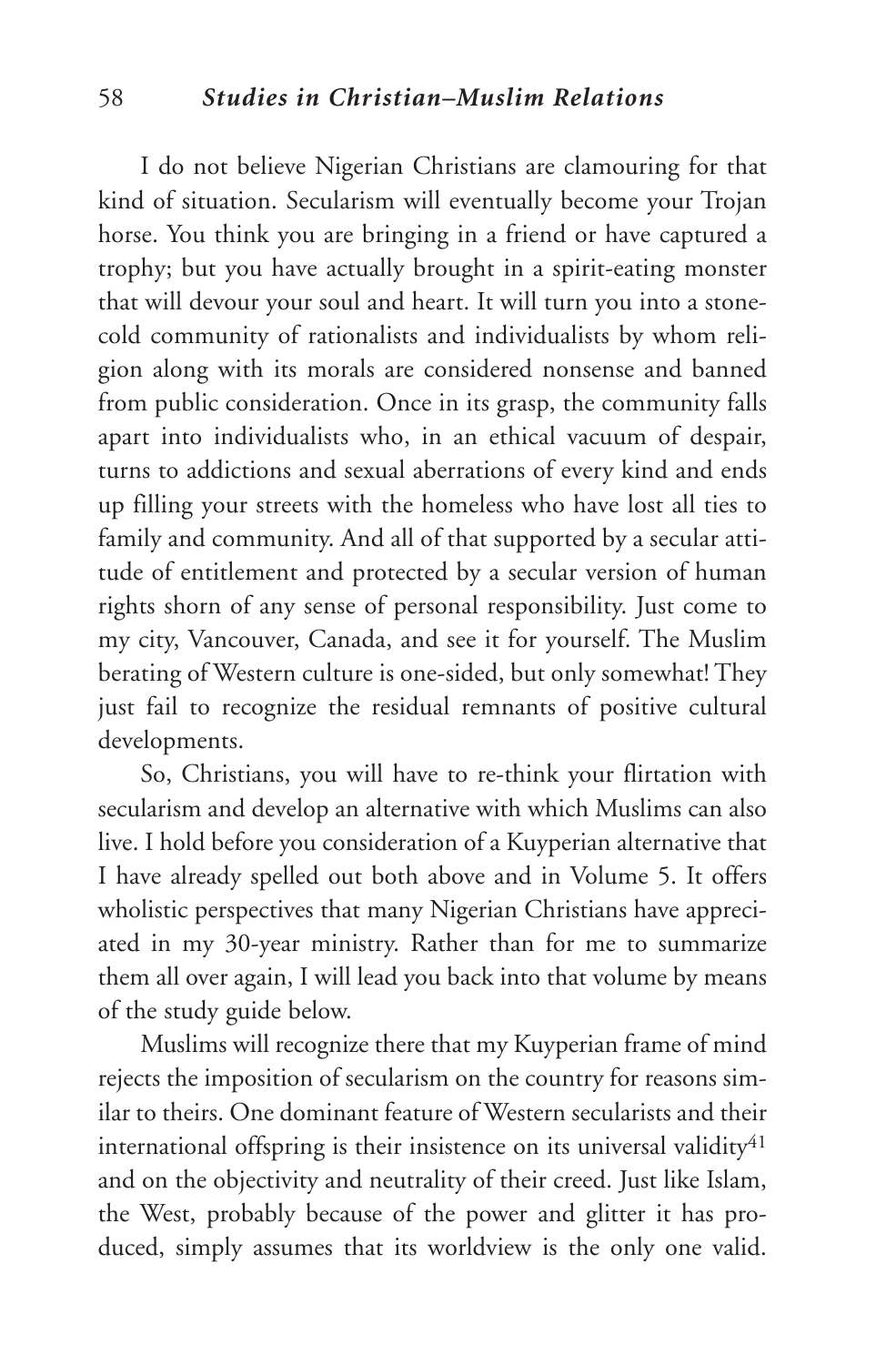I do not believe Nigerian Christians are clamouring for that kind of situation. Secularism will eventually become your Trojan horse. You think you are bringing in a friend or have captured a trophy; but you have actually brought in a spirit-eating monster that will devour your soul and heart. It will turn you into a stone-cold community of rationalists and individualists by whom religion along with its morals are considered nonsense and banned from public consideration. Once in its grasp, the community falls apart into individualists who, in an ethical vacuum of despair, turns to addictions and sexual aberrations of every kind and ends up filling your streets with the homeless who have lost all ties to family and community. And all of that supported by a secular attitude of entitlement and protected by a secular version of human rights shorn of any sense of personal responsibility. Just come to my city, Vancouver, Canada, and see it for yourself. The Muslim berating of Western culture is one-sided, but only somewhat! They just fail to recognize the residual remnants of positive cultural developments.

So, Christians, you will have to re-think your flirtation with secularism and develop an alternative with which Muslims can also live. I hold before you consideration of a Kuyperian alternative that I have already spelled out both above and in Volume 5. It offers wholistic perspectives that many Nigerian Christians have appreciated in my 30-year ministry. Rather than for me to summarize them all over again, I will lead you back into that volume by means of the study guide below.

Muslims will recognize there that my Kuyperian frame of mind rejects the imposition of secularism on the country for reasons similar to theirs. One dominant feature of Western secularists and their international offspring is their insistence on its universal validity[41] and on the objectivity and neutrality of their creed. Just like Islam, the West, probably because of the power and glitter it has produced, simply assumes that its worldview is the only one valid.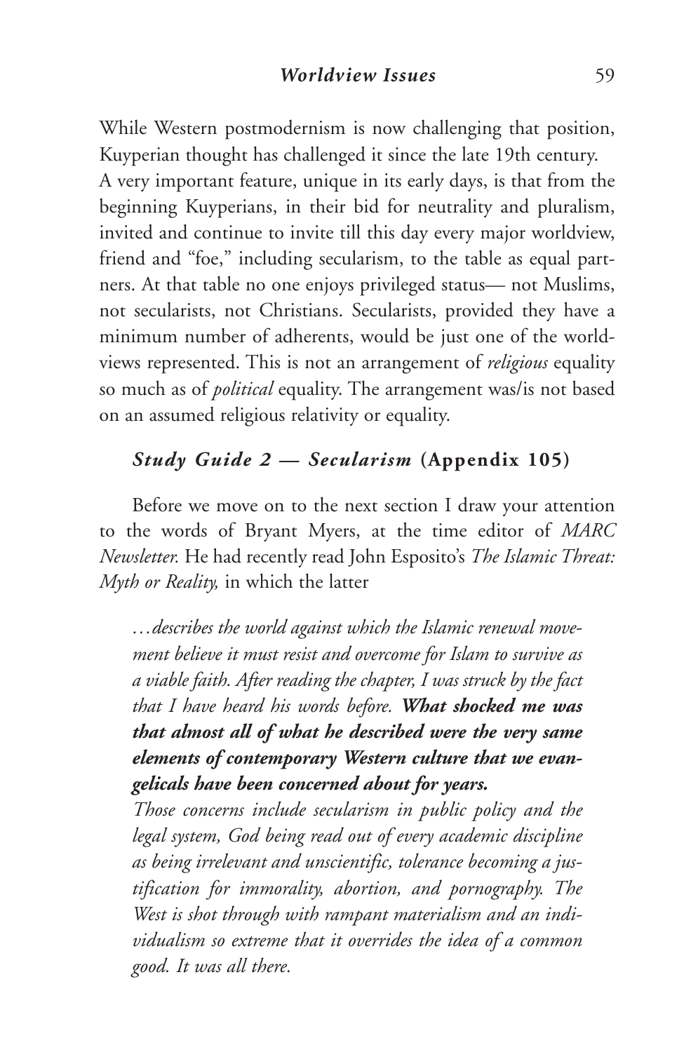While Western postmodernism is now challenging that position, Kuyperian thought has challenged it since the late 19th century. A very important feature, unique in its early days, is that from the beginning Kuyperians, in their bid for neutrality and pluralism, invited and continue to invite till this day every major worldview, friend and "foe," including secularism, to the table as equal partners. At that table no one enjoys privileged status— not Muslims, not secularists, not Christians. Secularists, provided they have a minimum number of adherents, would be just one of the worldviews represented. This is not an arrangement of *religious* equality so much as of *political* equality. The arrangement was/is not based on an assumed religious relativity or equality.

### *Study Guide 2 — Secularism* **(Appendix 105)**

Before we move on to the next section I draw your attention to the words of Bryant Myers, at the time editor of *MARC Newsletter.* He had recently read John Esposito's *The Islamic Threat: Myth or Reality,* in which the latter

> *…describes the world against which the Islamic renewal movement believe it must resist and overcome for Islam to survive as a viable faith. After reading the chapter, I was struck by the fact that I have heard his words before.* ***What shocked me was that almost all of what he described were the very same elements of contemporary Western culture that we evangelicals have been concerned about for years.***
>
> *Those concerns include secularism in public policy and the legal system, God being read out of every academic discipline as being irrelevant and unscientific, tolerance becoming a justification for immorality, abortion, and pornography. The West is shot through with rampant materialism and an individualism so extreme that it overrides the idea of a common good. It was all there.*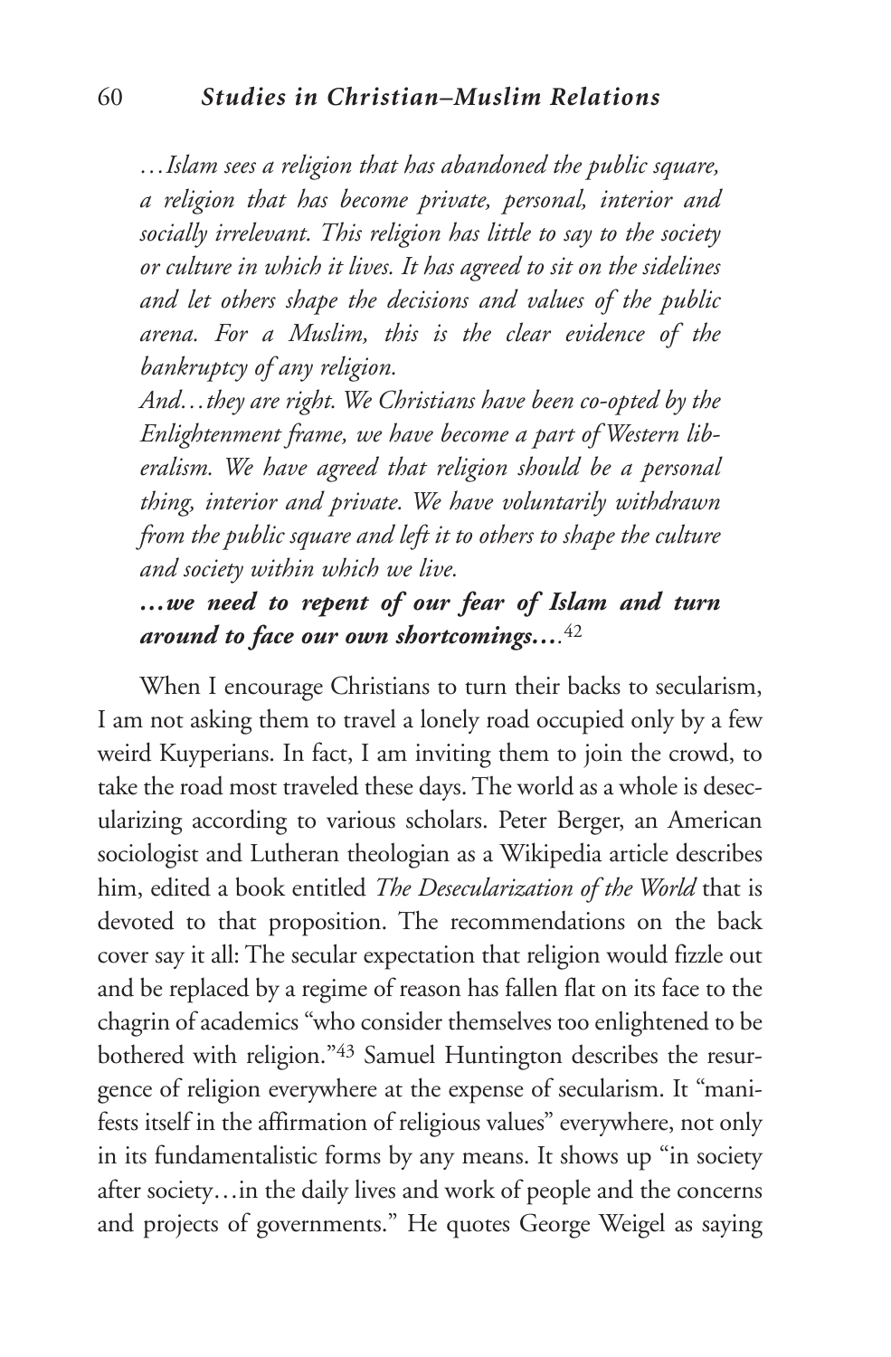*…Islam sees a religion that has abandoned the public square, a religion that has become private, personal, interior and socially irrelevant. This religion has little to say to the society or culture in which it lives. It has agreed to sit on the sidelines and let others shape the decisions and values of the public arena. For a Muslim, this is the clear evidence of the bankruptcy of any religion.*

*And…they are right. We Christians have been co-opted by the Enlightenment frame, we have become a part of Western liberalism. We have agreed that religion should be a personal thing, interior and private. We have voluntarily withdrawn from the public square and left it to others to shape the culture and society within which we live.*

***…we need to repent of our fear of Islam and turn around to face our own shortcomings….***[42]

When I encourage Christians to turn their backs to secularism, I am not asking them to travel a lonely road occupied only by a few weird Kuyperians. In fact, I am inviting them to join the crowd, to take the road most traveled these days. The world as a whole is desecularizing according to various scholars. Peter Berger, an American sociologist and Lutheran theologian as a Wikipedia article describes him, edited a book entitled *The Desecularization of the World* that is devoted to that proposition. The recommendations on the back cover say it all: The secular expectation that religion would fizzle out and be replaced by a regime of reason has fallen flat on its face to the chagrin of academics "who consider themselves too enlightened to be bothered with religion."[43] Samuel Huntington describes the resurgence of religion everywhere at the expense of secularism. It "manifests itself in the affirmation of religious values" everywhere, not only in its fundamentalistic forms by any means. It shows up "in society after society…in the daily lives and work of people and the concerns and projects of governments." He quotes George Weigel as saying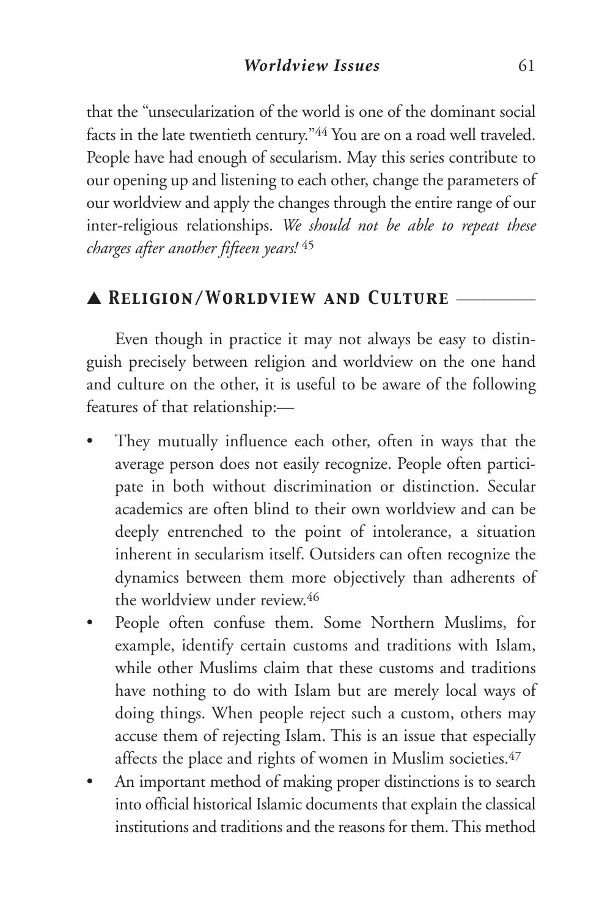that the "unsecularization of the world is one of the dominant social facts in the late twentieth century."[44] You are on a road well traveled. People have had enough of secularism. May this series contribute to our opening up and listening to each other, change the parameters of our worldview and apply the changes through the entire range of our inter-religious relationships. *We should not be able to repeat these charges after another fifteen years!*[45]

## ▲ Religion/Worldview and Culture

Even though in practice it may not always be easy to distinguish precisely between religion and worldview on the one hand and culture on the other, it is useful to be aware of the following features of that relationship:—

- They mutually influence each other, often in ways that the average person does not easily recognize. People often participate in both without discrimination or distinction. Secular academics are often blind to their own worldview and can be deeply entrenched to the point of intolerance, a situation inherent in secularism itself. Outsiders can often recognize the dynamics between them more objectively than adherents of the worldview under review.[46]
- People often confuse them. Some Northern Muslims, for example, identify certain customs and traditions with Islam, while other Muslims claim that these customs and traditions have nothing to do with Islam but are merely local ways of doing things. When people reject such a custom, others may accuse them of rejecting Islam. This is an issue that especially affects the place and rights of women in Muslim societies.[47]
- An important method of making proper distinctions is to search into official historical Islamic documents that explain the classical institutions and traditions and the reasons for them. This method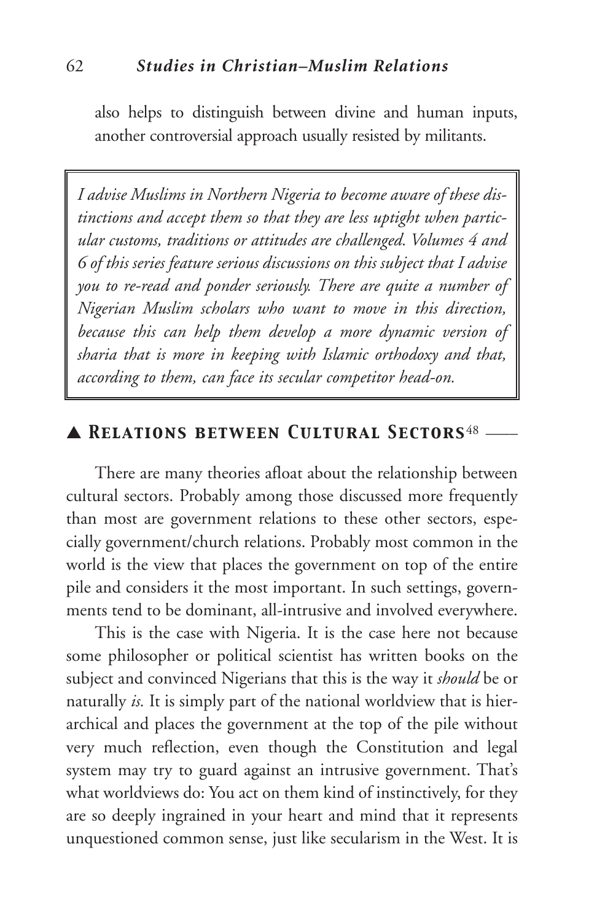also helps to distinguish between divine and human inputs, another controversial approach usually resisted by militants.

> *I advise Muslims in Northern Nigeria to become aware of these distinctions and accept them so that they are less uptight when particular customs, traditions or attitudes are challenged. Volumes 4 and 6 of this series feature serious discussions on this subject that I advise you to re-read and ponder seriously. There are quite a number of Nigerian Muslim scholars who want to move in this direction, because this can help them develop a more dynamic version of sharia that is more in keeping with Islamic orthodoxy and that, according to them, can face its secular competitor head-on.*

## ▲ *Relations between Cultural Sectors*[48]

There are many theories afloat about the relationship between cultural sectors. Probably among those discussed more frequently than most are government relations to these other sectors, especially government/church relations. Probably most common in the world is the view that places the government on top of the entire pile and considers it the most important. In such settings, governments tend to be dominant, all-intrusive and involved everywhere.

This is the case with Nigeria. It is the case here not because some philosopher or political scientist has written books on the subject and convinced Nigerians that this is the way it *should* be or naturally *is.* It is simply part of the national worldview that is hierarchical and places the government at the top of the pile without very much reflection, even though the Constitution and legal system may try to guard against an intrusive government. That's what worldviews do: You act on them kind of instinctively, for they are so deeply ingrained in your heart and mind that it represents unquestioned common sense, just like secularism in the West. It is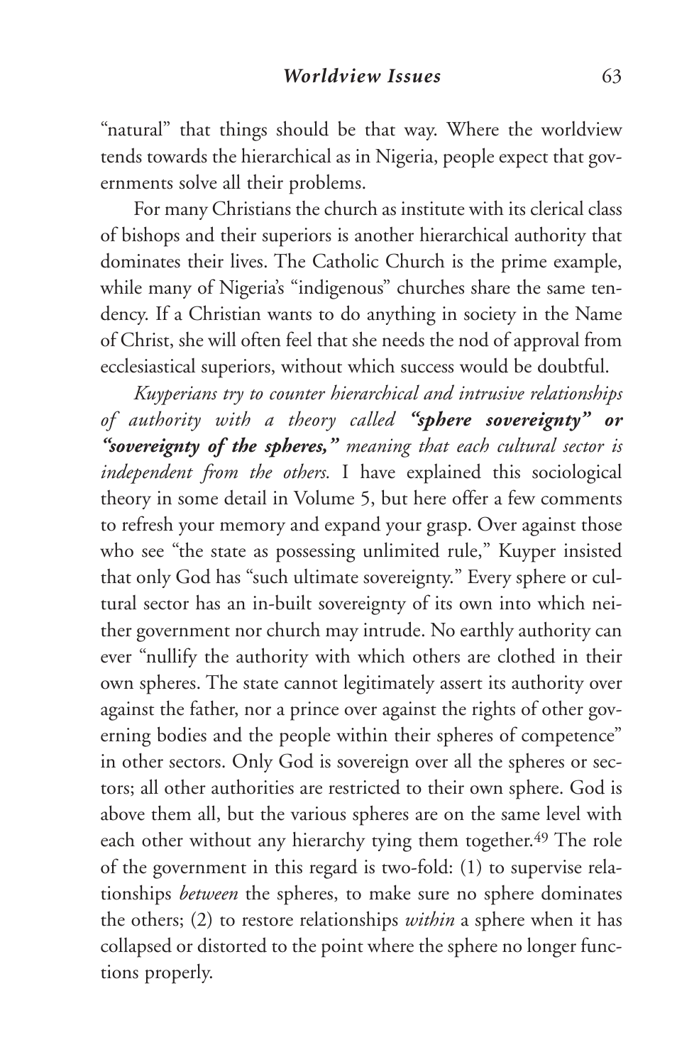"natural" that things should be that way. Where the worldview tends towards the hierarchical as in Nigeria, people expect that governments solve all their problems.

For many Christians the church as institute with its clerical class of bishops and their superiors is another hierarchical authority that dominates their lives. The Catholic Church is the prime example, while many of Nigeria's "indigenous" churches share the same tendency. If a Christian wants to do anything in society in the Name of Christ, she will often feel that she needs the nod of approval from ecclesiastical superiors, without which success would be doubtful.

*Kuyperians try to counter hierarchical and intrusive relationships of authority with a theory called* ***"sphere sovereignty" or "sovereignty of the spheres,"*** *meaning that each cultural sector is independent from the others.* I have explained this sociological theory in some detail in Volume 5, but here offer a few comments to refresh your memory and expand your grasp. Over against those who see "the state as possessing unlimited rule," Kuyper insisted that only God has "such ultimate sovereignty." Every sphere or cultural sector has an in-built sovereignty of its own into which neither government nor church may intrude. No earthly authority can ever "nullify the authority with which others are clothed in their own spheres. The state cannot legitimately assert its authority over against the father, nor a prince over against the rights of other governing bodies and the people within their spheres of competence" in other sectors. Only God is sovereign over all the spheres or sectors; all other authorities are restricted to their own sphere. God is above them all, but the various spheres are on the same level with each other without any hierarchy tying them together.[49] The role of the government in this regard is two-fold: (1) to supervise relationships *between* the spheres, to make sure no sphere dominates the others; (2) to restore relationships *within* a sphere when it has collapsed or distorted to the point where the sphere no longer functions properly.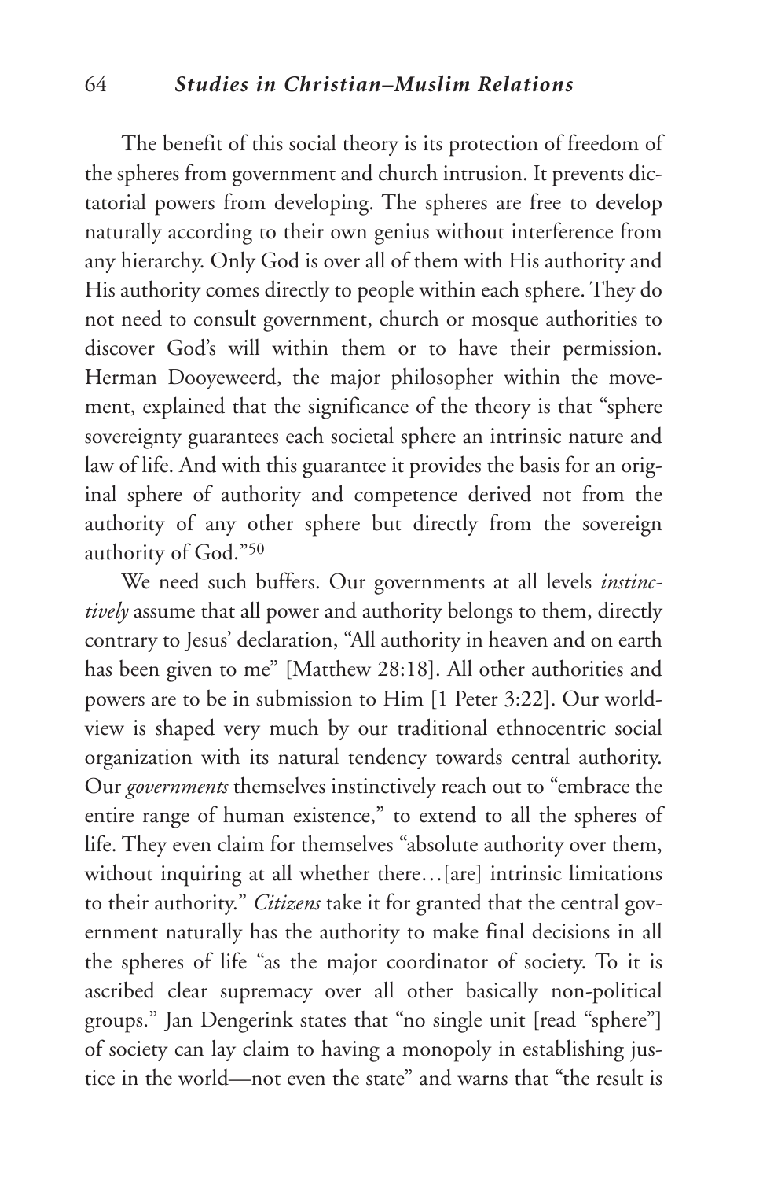The benefit of this social theory is its protection of freedom of the spheres from government and church intrusion. It prevents dictatorial powers from developing. The spheres are free to develop naturally according to their own genius without interference from any hierarchy. Only God is over all of them with His authority and His authority comes directly to people within each sphere. They do not need to consult government, church or mosque authorities to discover God's will within them or to have their permission. Herman Dooyeweerd, the major philosopher within the movement, explained that the significance of the theory is that "sphere sovereignty guarantees each societal sphere an intrinsic nature and law of life. And with this guarantee it provides the basis for an original sphere of authority and competence derived not from the authority of any other sphere but directly from the sovereign authority of God."[50]

We need such buffers. Our governments at all levels *instinctively* assume that all power and authority belongs to them, directly contrary to Jesus' declaration, "All authority in heaven and on earth has been given to me" [Matthew 28:18]. All other authorities and powers are to be in submission to Him [1 Peter 3:22]. Our worldview is shaped very much by our traditional ethnocentric social organization with its natural tendency towards central authority. Our *governments* themselves instinctively reach out to "embrace the entire range of human existence," to extend to all the spheres of life. They even claim for themselves "absolute authority over them, without inquiring at all whether there…[are] intrinsic limitations to their authority." *Citizens* take it for granted that the central government naturally has the authority to make final decisions in all the spheres of life "as the major coordinator of society. To it is ascribed clear supremacy over all other basically non-political groups." Jan Dengerink states that "no single unit [read "sphere"] of society can lay claim to having a monopoly in establishing justice in the world—not even the state" and warns that "the result is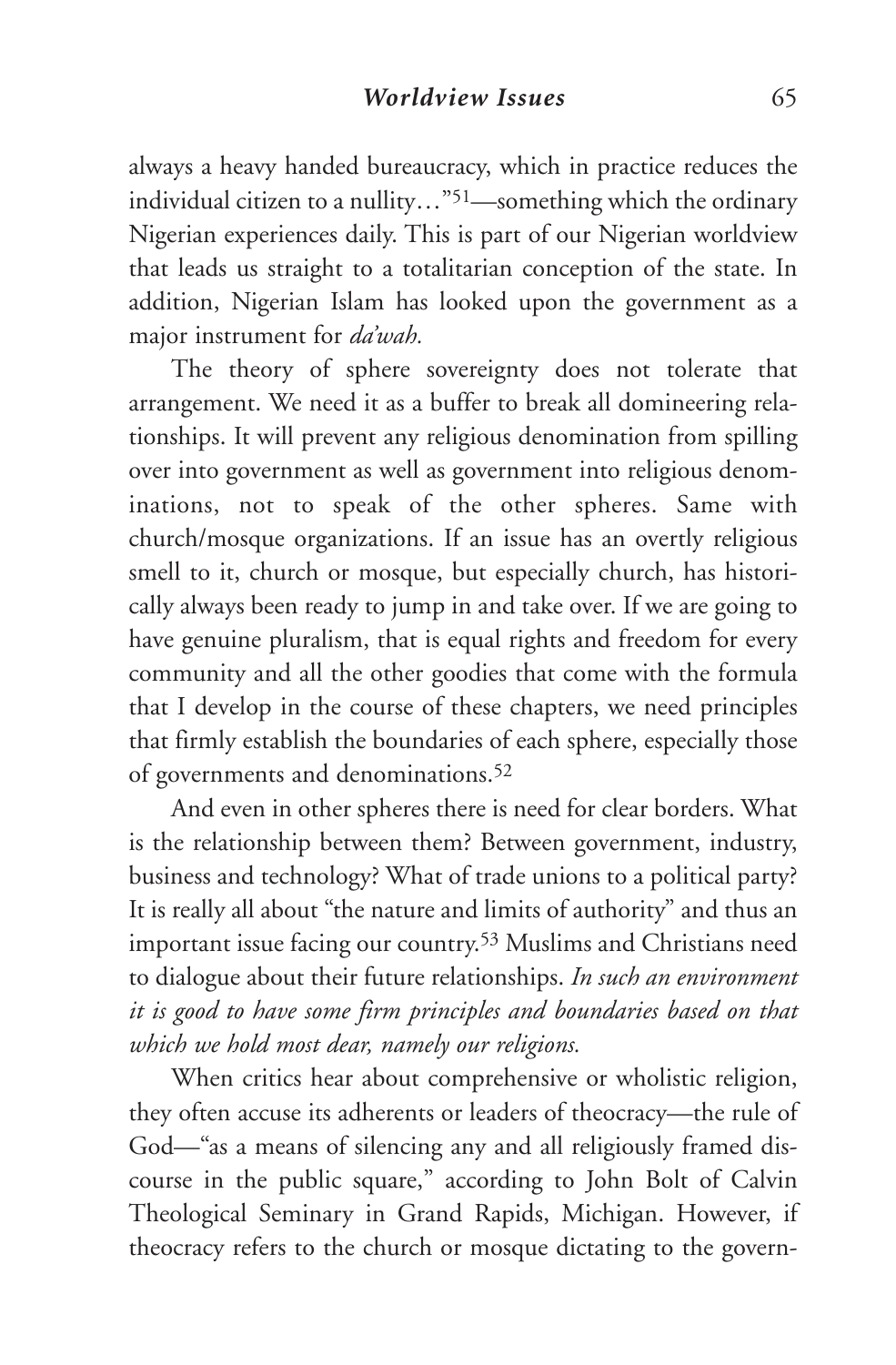always a heavy handed bureaucracy, which in practice reduces the individual citizen to a nullity…"[51]—something which the ordinary Nigerian experiences daily. This is part of our Nigerian worldview that leads us straight to a totalitarian conception of the state. In addition, Nigerian Islam has looked upon the government as a major instrument for *da'wah.*

The theory of sphere sovereignty does not tolerate that arrangement. We need it as a buffer to break all domineering relationships. It will prevent any religious denomination from spilling over into government as well as government into religious denominations, not to speak of the other spheres. Same with church/mosque organizations. If an issue has an overtly religious smell to it, church or mosque, but especially church, has historically always been ready to jump in and take over. If we are going to have genuine pluralism, that is equal rights and freedom for every community and all the other goodies that come with the formula that I develop in the course of these chapters, we need principles that firmly establish the boundaries of each sphere, especially those of governments and denominations.[52]

And even in other spheres there is need for clear borders. What is the relationship between them? Between government, industry, business and technology? What of trade unions to a political party? It is really all about "the nature and limits of authority" and thus an important issue facing our country.[53] Muslims and Christians need to dialogue about their future relationships. *In such an environment it is good to have some firm principles and boundaries based on that which we hold most dear, namely our religions.*

When critics hear about comprehensive or wholistic religion, they often accuse its adherents or leaders of theocracy—the rule of God—"as a means of silencing any and all religiously framed discourse in the public square," according to John Bolt of Calvin Theological Seminary in Grand Rapids, Michigan. However, if theocracy refers to the church or mosque dictating to the govern-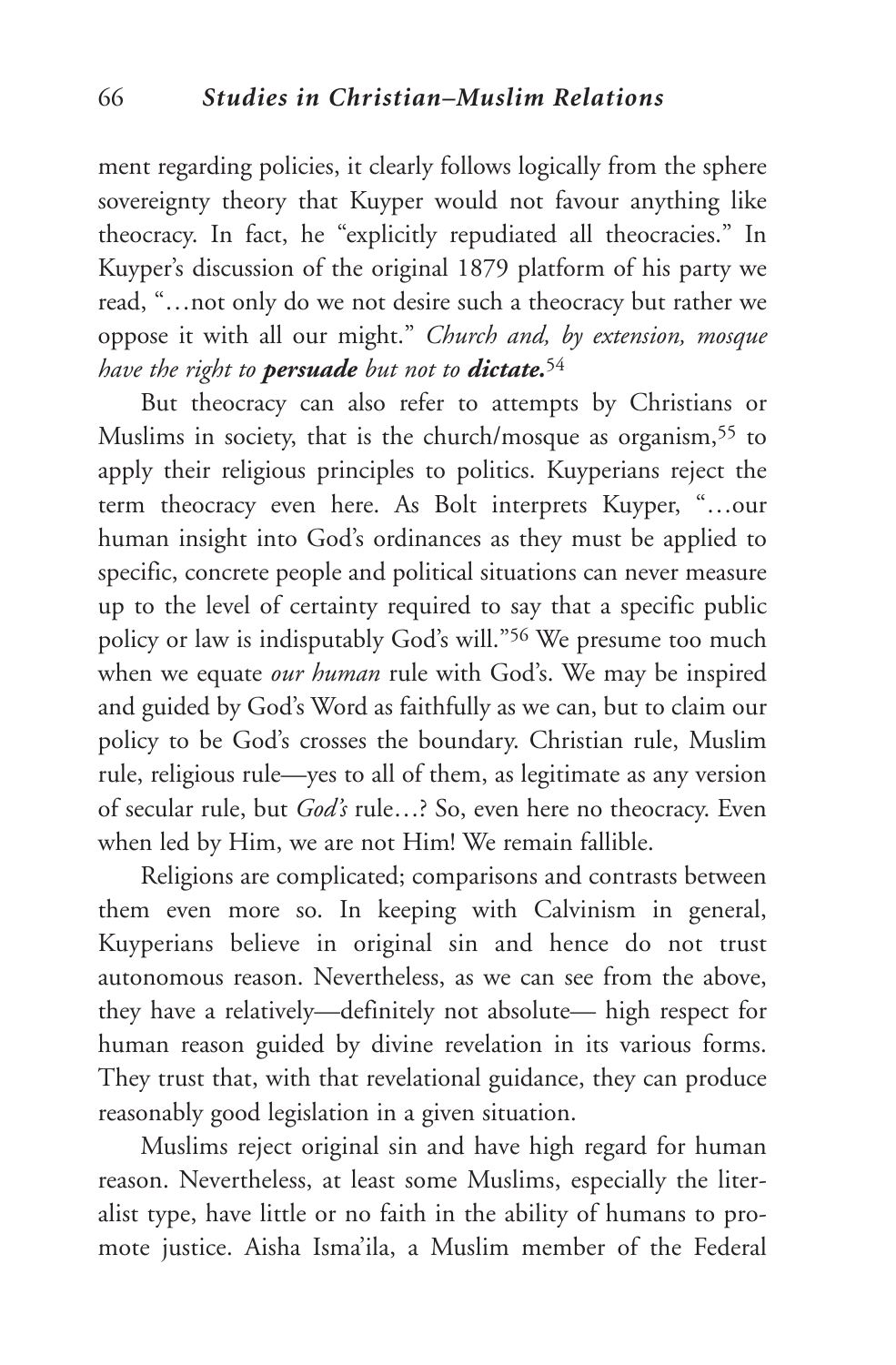ment regarding policies, it clearly follows logically from the sphere sovereignty theory that Kuyper would not favour anything like theocracy. In fact, he "explicitly repudiated all theocracies." In Kuyper's discussion of the original 1879 platform of his party we read, "…not only do we not desire such a theocracy but rather we oppose it with all our might." *Church and, by extension, mosque have the right to* ***persuade*** *but not to* ***dictate.***[54]

But theocracy can also refer to attempts by Christians or Muslims in society, that is the church/mosque as organism,[55] to apply their religious principles to politics. Kuyperians reject the term theocracy even here. As Bolt interprets Kuyper, "…our human insight into God's ordinances as they must be applied to specific, concrete people and political situations can never measure up to the level of certainty required to say that a specific public policy or law is indisputably God's will."[56] We presume too much when we equate *our human* rule with God's. We may be inspired and guided by God's Word as faithfully as we can, but to claim our policy to be God's crosses the boundary. Christian rule, Muslim rule, religious rule—yes to all of them, as legitimate as any version of secular rule, but *God's* rule…? So, even here no theocracy. Even when led by Him, we are not Him! We remain fallible.

Religions are complicated; comparisons and contrasts between them even more so. In keeping with Calvinism in general, Kuyperians believe in original sin and hence do not trust autonomous reason. Nevertheless, as we can see from the above, they have a relatively—definitely not absolute— high respect for human reason guided by divine revelation in its various forms. They trust that, with that revelational guidance, they can produce reasonably good legislation in a given situation.

Muslims reject original sin and have high regard for human reason. Nevertheless, at least some Muslims, especially the literalist type, have little or no faith in the ability of humans to promote justice. Aisha Isma'ila, a Muslim member of the Federal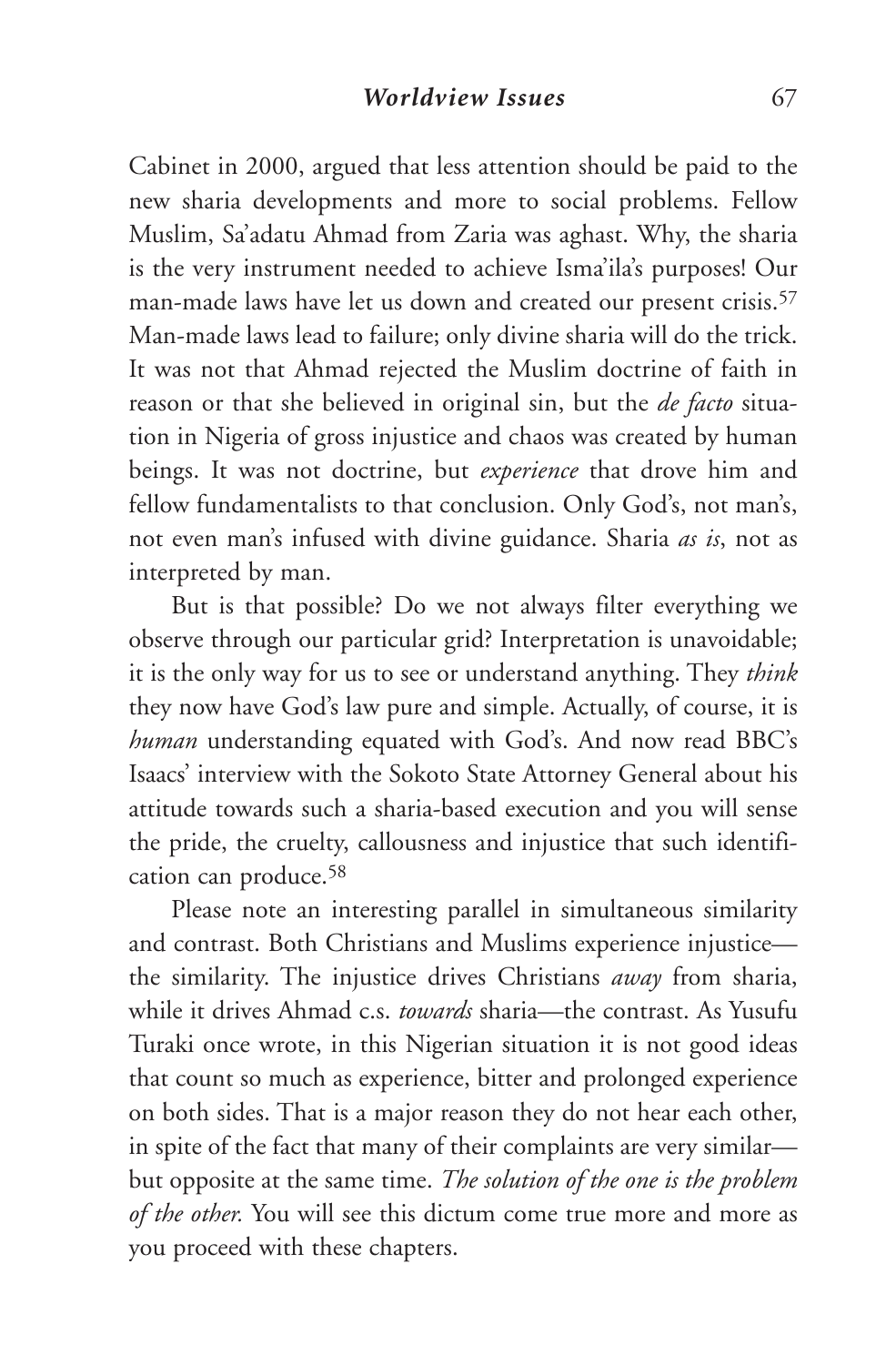Cabinet in 2000, argued that less attention should be paid to the new sharia developments and more to social problems. Fellow Muslim, Sa'adatu Ahmad from Zaria was aghast. Why, the sharia is the very instrument needed to achieve Isma'ila's purposes! Our man-made laws have let us down and created our present crisis.[57] Man-made laws lead to failure; only divine sharia will do the trick. It was not that Ahmad rejected the Muslim doctrine of faith in reason or that she believed in original sin, but the *de facto* situation in Nigeria of gross injustice and chaos was created by human beings. It was not doctrine, but *experience* that drove him and fellow fundamentalists to that conclusion. Only God's, not man's, not even man's infused with divine guidance. Sharia *as is*, not as interpreted by man.

But is that possible? Do we not always filter everything we observe through our particular grid? Interpretation is unavoidable; it is the only way for us to see or understand anything. They *think* they now have God's law pure and simple. Actually, of course, it is *human* understanding equated with God's. And now read BBC's Isaacs' interview with the Sokoto State Attorney General about his attitude towards such a sharia-based execution and you will sense the pride, the cruelty, callousness and injustice that such identification can produce.[58]

Please note an interesting parallel in simultaneous similarity and contrast. Both Christians and Muslims experience injustice—the similarity. The injustice drives Christians *away* from sharia, while it drives Ahmad c.s. *towards* sharia—the contrast. As Yusufu Turaki once wrote, in this Nigerian situation it is not good ideas that count so much as experience, bitter and prolonged experience on both sides. That is a major reason they do not hear each other, in spite of the fact that many of their complaints are very similar—but opposite at the same time. *The solution of the one is the problem of the other.* You will see this dictum come true more and more as you proceed with these chapters.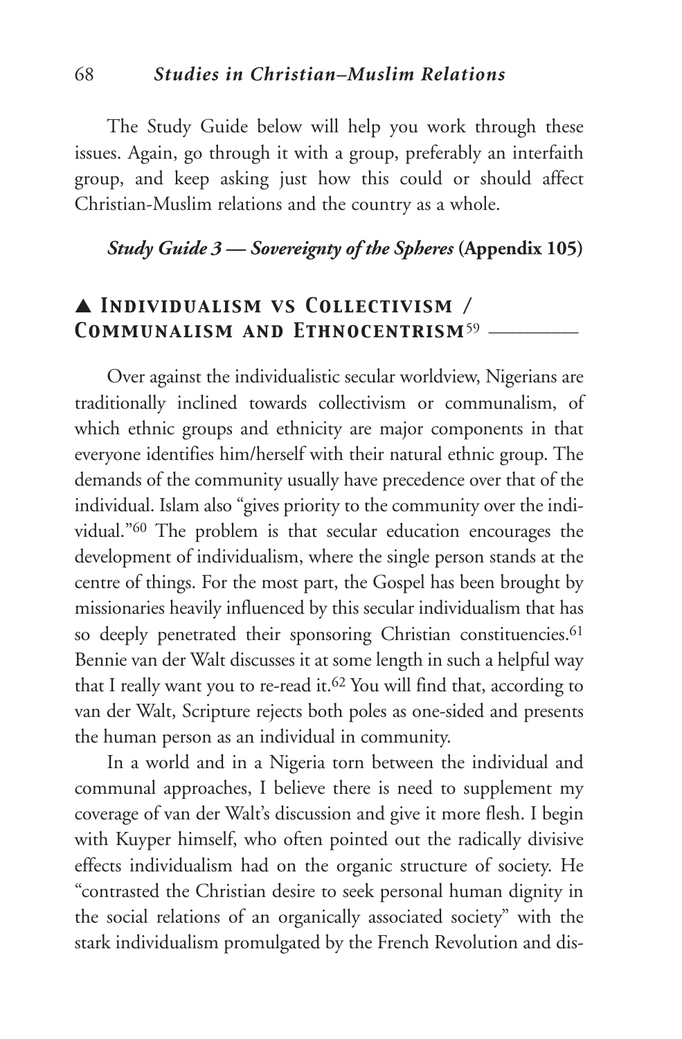The Study Guide below will help you work through these issues. Again, go through it with a group, preferably an interfaith group, and keep asking just how this could or should affect Christian-Muslim relations and the country as a whole.

***Study Guide 3 — Sovereignty of the Spheres* (Appendix 105)**

## ▲ *Individualism vs Collectivism / Communalism and Ethnocentrism*[59]

Over against the individualistic secular worldview, Nigerians are traditionally inclined towards collectivism or communalism, of which ethnic groups and ethnicity are major components in that everyone identifies him/herself with their natural ethnic group. The demands of the community usually have precedence over that of the individual. Islam also "gives priority to the community over the individual."[60] The problem is that secular education encourages the development of individualism, where the single person stands at the centre of things. For the most part, the Gospel has been brought by missionaries heavily influenced by this secular individualism that has so deeply penetrated their sponsoring Christian constituencies.[61] Bennie van der Walt discusses it at some length in such a helpful way that I really want you to re-read it.[62] You will find that, according to van der Walt, Scripture rejects both poles as one-sided and presents the human person as an individual in community.

In a world and in a Nigeria torn between the individual and communal approaches, I believe there is need to supplement my coverage of van der Walt's discussion and give it more flesh. I begin with Kuyper himself, who often pointed out the radically divisive effects individualism had on the organic structure of society. He "contrasted the Christian desire to seek personal human dignity in the social relations of an organically associated society" with the stark individualism promulgated by the French Revolution and dis-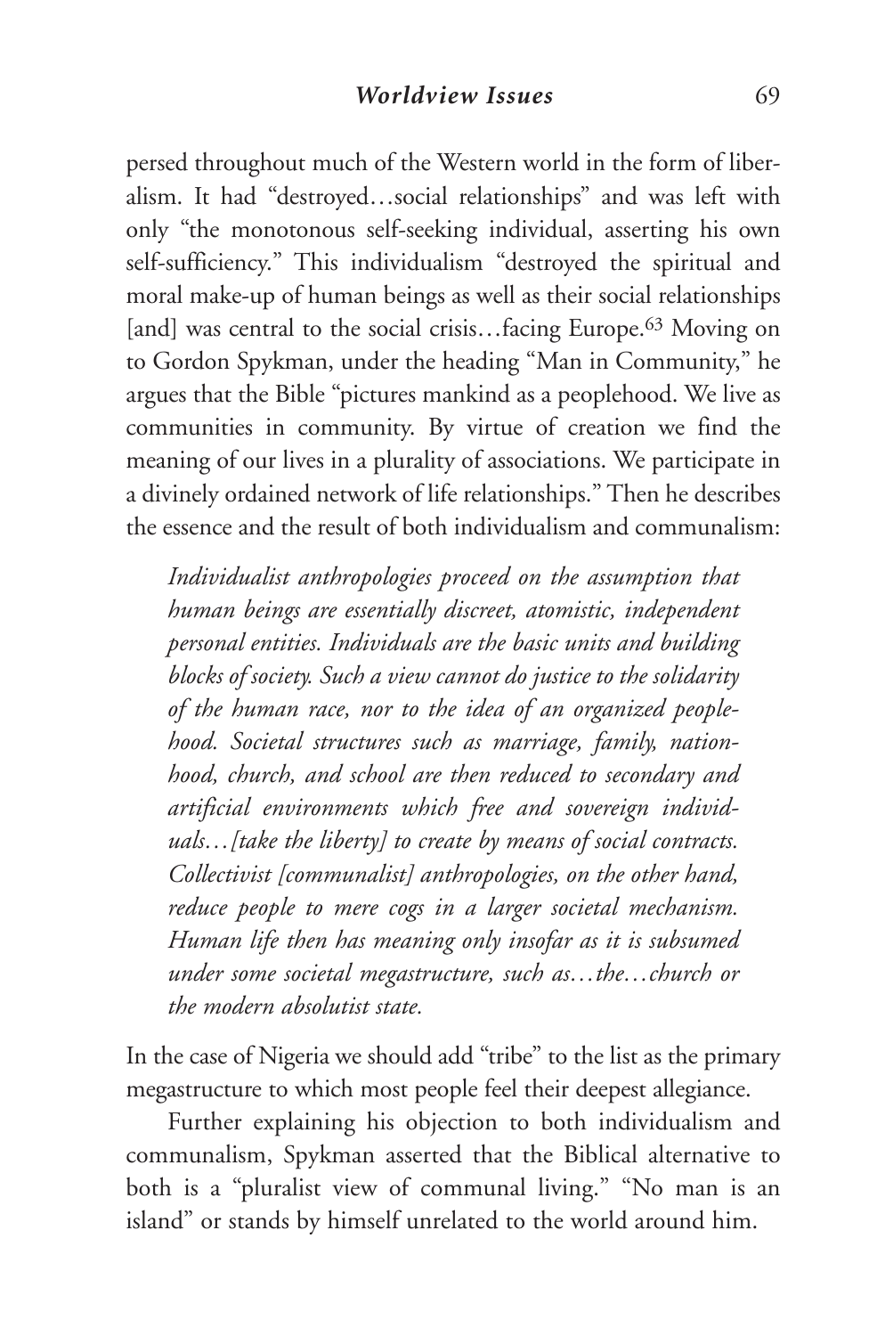persed throughout much of the Western world in the form of liberalism. It had "destroyed…social relationships" and was left with only "the monotonous self-seeking individual, asserting his own self-sufficiency." This individualism "destroyed the spiritual and moral make-up of human beings as well as their social relationships [and] was central to the social crisis…facing Europe.[63] Moving on to Gordon Spykman, under the heading "Man in Community," he argues that the Bible "pictures mankind as a peoplehood. We live as communities in community. By virtue of creation we find the meaning of our lives in a plurality of associations. We participate in a divinely ordained network of life relationships." Then he describes the essence and the result of both individualism and communalism:

> *Individualist anthropologies proceed on the assumption that human beings are essentially discreet, atomistic, independent personal entities. Individuals are the basic units and building blocks of society. Such a view cannot do justice to the solidarity of the human race, nor to the idea of an organized peoplehood. Societal structures such as marriage, family, nationhood, church, and school are then reduced to secondary and artificial environments which free and sovereign individuals…[take the liberty] to create by means of social contracts. Collectivist [communalist] anthropologies, on the other hand, reduce people to mere cogs in a larger societal mechanism. Human life then has meaning only insofar as it is subsumed under some societal megastructure, such as…the…church or the modern absolutist state.*

In the case of Nigeria we should add "tribe" to the list as the primary megastructure to which most people feel their deepest allegiance.

Further explaining his objection to both individualism and communalism, Spykman asserted that the Biblical alternative to both is a "pluralist view of communal living." "No man is an island" or stands by himself unrelated to the world around him.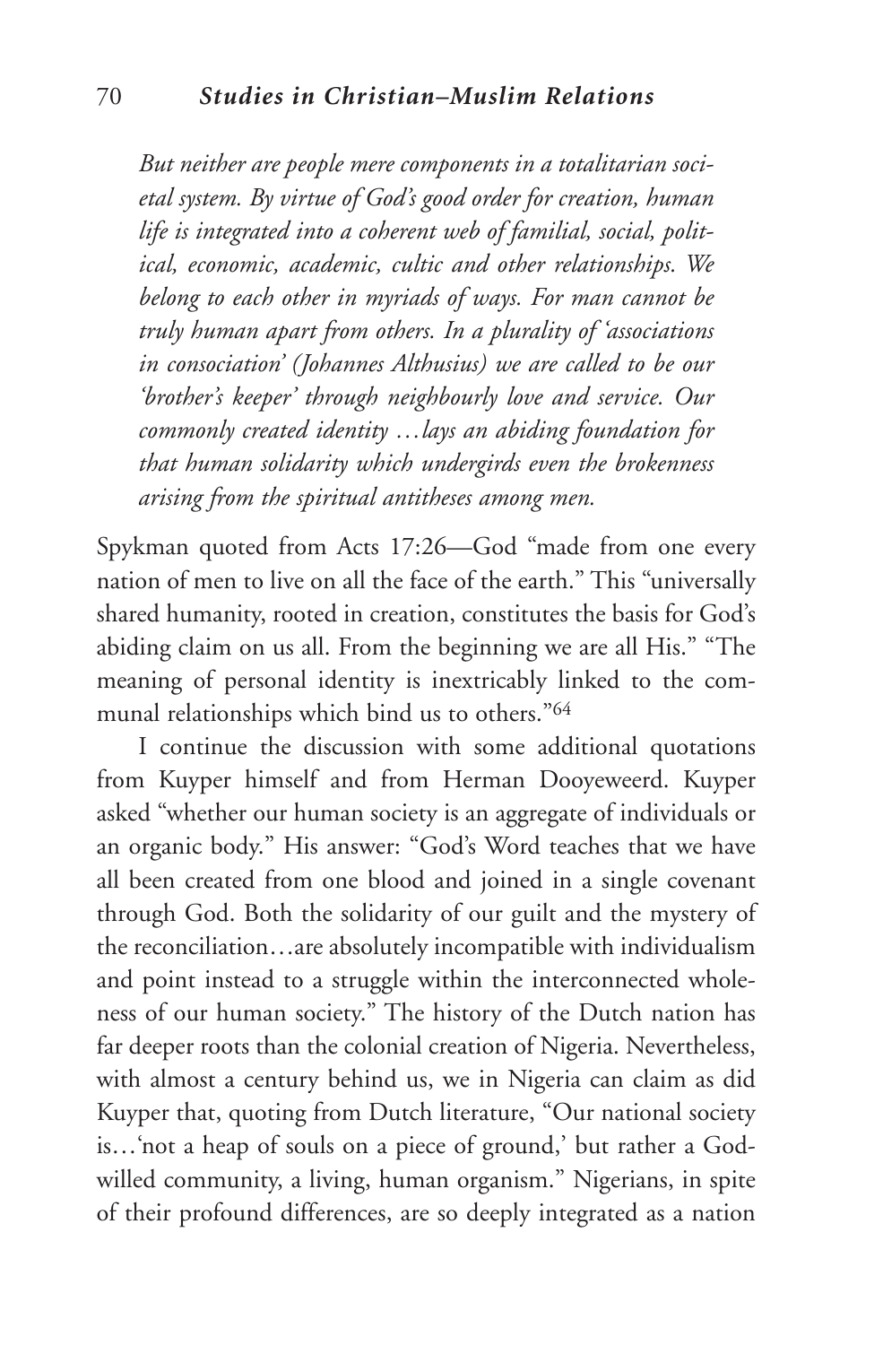*But neither are people mere components in a totalitarian societal system. By virtue of God's good order for creation, human life is integrated into a coherent web of familial, social, political, economic, academic, cultic and other relationships. We belong to each other in myriads of ways. For man cannot be truly human apart from others. In a plurality of 'associations in consociation' (Johannes Althusius) we are called to be our 'brother's keeper' through neighbourly love and service. Our commonly created identity …lays an abiding foundation for that human solidarity which undergirds even the brokenness arising from the spiritual antitheses among men.*

Spykman quoted from Acts 17:26—God "made from one every nation of men to live on all the face of the earth." This "universally shared humanity, rooted in creation, constitutes the basis for God's abiding claim on us all. From the beginning we are all His." "The meaning of personal identity is inextricably linked to the communal relationships which bind us to others."[64]

I continue the discussion with some additional quotations from Kuyper himself and from Herman Dooyeweerd. Kuyper asked "whether our human society is an aggregate of individuals or an organic body." His answer: "God's Word teaches that we have all been created from one blood and joined in a single covenant through God. Both the solidarity of our guilt and the mystery of the reconciliation…are absolutely incompatible with individualism and point instead to a struggle within the interconnected wholeness of our human society." The history of the Dutch nation has far deeper roots than the colonial creation of Nigeria. Nevertheless, with almost a century behind us, we in Nigeria can claim as did Kuyper that, quoting from Dutch literature, "Our national society is…'not a heap of souls on a piece of ground,' but rather a God-willed community, a living, human organism." Nigerians, in spite of their profound differences, are so deeply integrated as a nation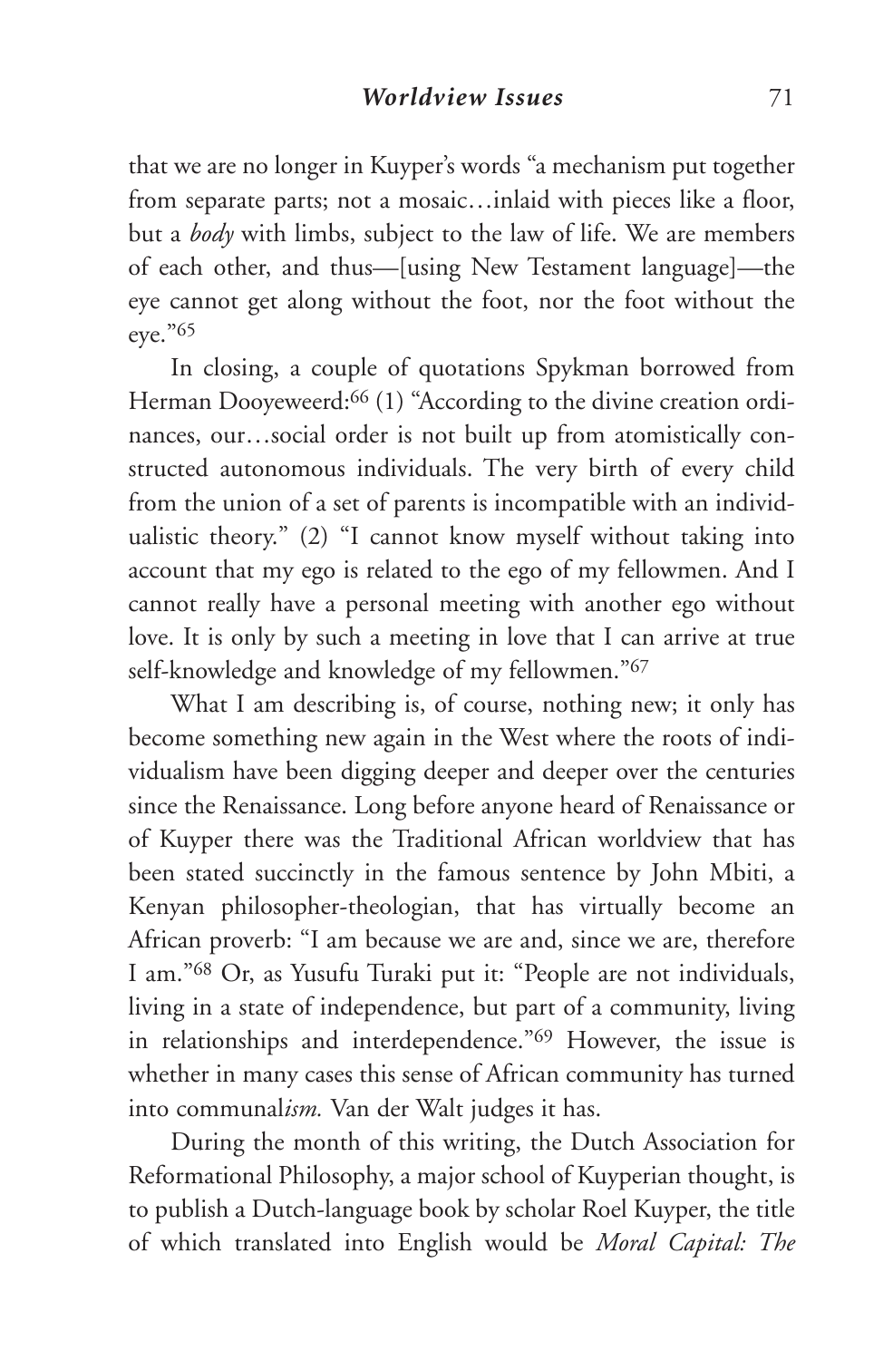that we are no longer in Kuyper's words "a mechanism put together from separate parts; not a mosaic…inlaid with pieces like a floor, but a *body* with limbs, subject to the law of life. We are members of each other, and thus—[using New Testament language]—the eye cannot get along without the foot, nor the foot without the eye."[65]

In closing, a couple of quotations Spykman borrowed from Herman Dooyeweerd:[66] (1) "According to the divine creation ordinances, our…social order is not built up from atomistically constructed autonomous individuals. The very birth of every child from the union of a set of parents is incompatible with an individualistic theory." (2) "I cannot know myself without taking into account that my ego is related to the ego of my fellowmen. And I cannot really have a personal meeting with another ego without love. It is only by such a meeting in love that I can arrive at true self-knowledge and knowledge of my fellowmen."[67]

What I am describing is, of course, nothing new; it only has become something new again in the West where the roots of individualism have been digging deeper and deeper over the centuries since the Renaissance. Long before anyone heard of Renaissance or of Kuyper there was the Traditional African worldview that has been stated succinctly in the famous sentence by John Mbiti, a Kenyan philosopher-theologian, that has virtually become an African proverb: "I am because we are and, since we are, therefore I am."[68] Or, as Yusufu Turaki put it: "People are not individuals, living in a state of independence, but part of a community, living in relationships and interdependence."[69] However, the issue is whether in many cases this sense of African community has turned into communal*ism.* Van der Walt judges it has.

During the month of this writing, the Dutch Association for Reformational Philosophy, a major school of Kuyperian thought, is to publish a Dutch-language book by scholar Roel Kuyper, the title of which translated into English would be *Moral Capital: The*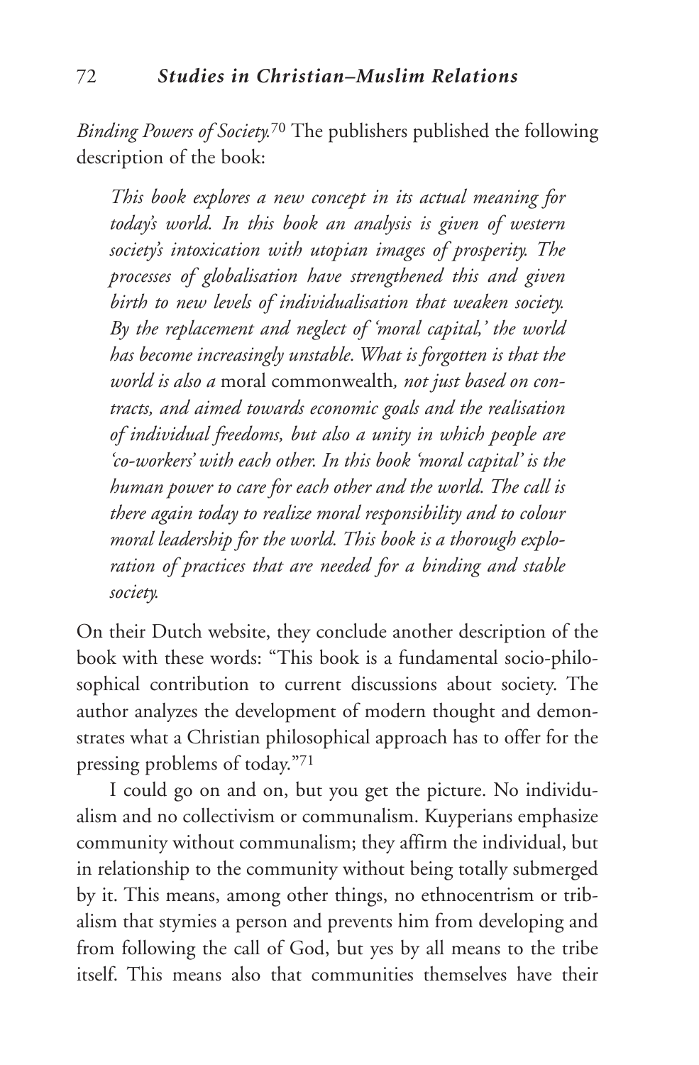*Binding Powers of Society.*[70] The publishers published the following description of the book:

> *This book explores a new concept in its actual meaning for today's world. In this book an analysis is given of western society's intoxication with utopian images of prosperity. The processes of globalisation have strengthened this and given birth to new levels of individualisation that weaken society. By the replacement and neglect of 'moral capital,' the world has become increasingly unstable. What is forgotten is that the world is also a* moral commonwealth*, not just based on contracts, and aimed towards economic goals and the realisation of individual freedoms, but also a unity in which people are 'co-workers' with each other. In this book 'moral capital' is the human power to care for each other and the world. The call is there again today to realize moral responsibility and to colour moral leadership for the world. This book is a thorough exploration of practices that are needed for a binding and stable society.*

On their Dutch website, they conclude another description of the book with these words: "This book is a fundamental socio-philosophical contribution to current discussions about society. The author analyzes the development of modern thought and demonstrates what a Christian philosophical approach has to offer for the pressing problems of today."[71]

I could go on and on, but you get the picture. No individualism and no collectivism or communalism. Kuyperians emphasize community without communalism; they affirm the individual, but in relationship to the community without being totally submerged by it. This means, among other things, no ethnocentrism or tribalism that stymies a person and prevents him from developing and from following the call of God, but yes by all means to the tribe itself. This means also that communities themselves have their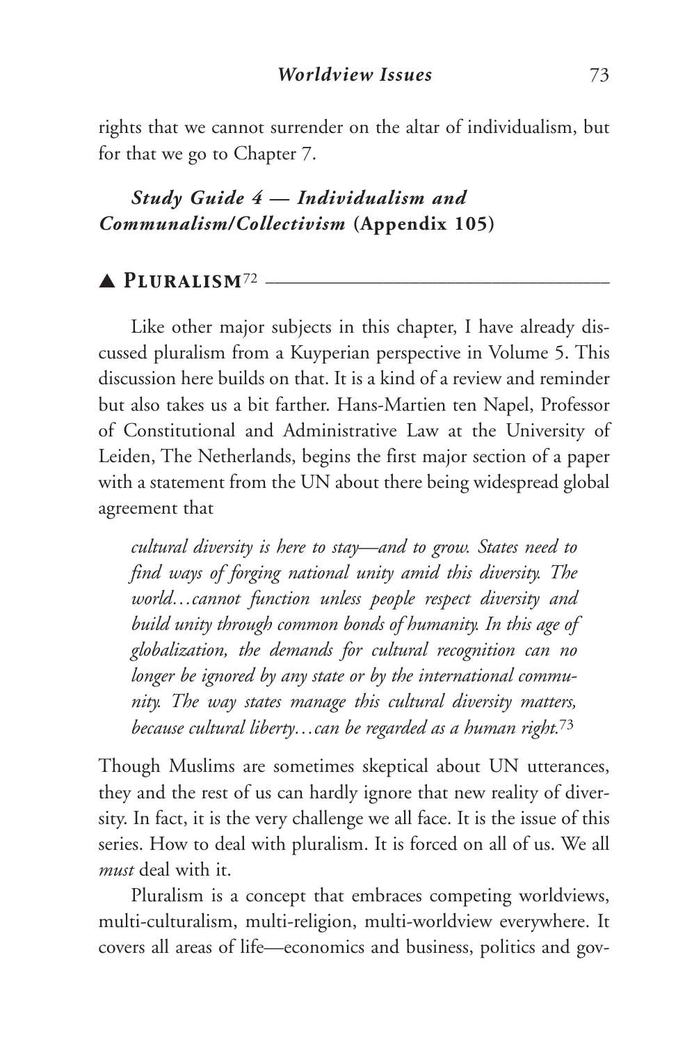rights that we cannot surrender on the altar of individualism, but for that we go to Chapter 7.

***Study Guide 4 — Individualism and Communalism/Collectivism* (Appendix 105)**

## ▲ PLURALISM[72]

Like other major subjects in this chapter, I have already discussed pluralism from a Kuyperian perspective in Volume 5. This discussion here builds on that. It is a kind of a review and reminder but also takes us a bit farther. Hans-Martien ten Napel, Professor of Constitutional and Administrative Law at the University of Leiden, The Netherlands, begins the first major section of a paper with a statement from the UN about there being widespread global agreement that

> *cultural diversity is here to stay—and to grow. States need to find ways of forging national unity amid this diversity. The world…cannot function unless people respect diversity and build unity through common bonds of humanity. In this age of globalization, the demands for cultural recognition can no longer be ignored by any state or by the international community. The way states manage this cultural diversity matters, because cultural liberty…can be regarded as a human right.*[73]

Though Muslims are sometimes skeptical about UN utterances, they and the rest of us can hardly ignore that new reality of diversity. In fact, it is the very challenge we all face. It is the issue of this series. How to deal with pluralism. It is forced on all of us. We all *must* deal with it.

Pluralism is a concept that embraces competing worldviews, multi-culturalism, multi-religion, multi-worldview everywhere. It covers all areas of life—economics and business, politics and gov-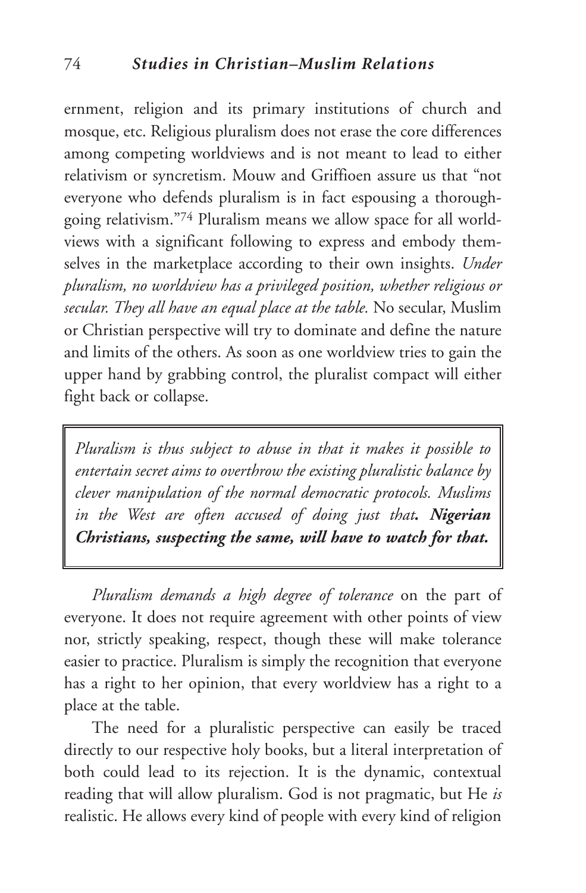ernment, religion and its primary institutions of church and mosque, etc. Religious pluralism does not erase the core differences among competing worldviews and is not meant to lead to either relativism or syncretism. Mouw and Griffioen assure us that "not everyone who defends pluralism is in fact espousing a thoroughgoing relativism."[74] Pluralism means we allow space for all worldviews with a significant following to express and embody themselves in the marketplace according to their own insights. *Under pluralism, no worldview has a privileged position, whether religious or secular. They all have an equal place at the table.* No secular, Muslim or Christian perspective will try to dominate and define the nature and limits of the others. As soon as one worldview tries to gain the upper hand by grabbing control, the pluralist compact will either fight back or collapse.

> *Pluralism is thus subject to abuse in that it makes it possible to entertain secret aims to overthrow the existing pluralistic balance by clever manipulation of the normal democratic protocols. Muslims in the West are often accused of doing just that.* ***Nigerian Christians, suspecting the same, will have to watch for that.***

*Pluralism demands a high degree of tolerance* on the part of everyone. It does not require agreement with other points of view nor, strictly speaking, respect, though these will make tolerance easier to practice. Pluralism is simply the recognition that everyone has a right to her opinion, that every worldview has a right to a place at the table.

The need for a pluralistic perspective can easily be traced directly to our respective holy books, but a literal interpretation of both could lead to its rejection. It is the dynamic, contextual reading that will allow pluralism. God is not pragmatic, but He *is* realistic. He allows every kind of people with every kind of religion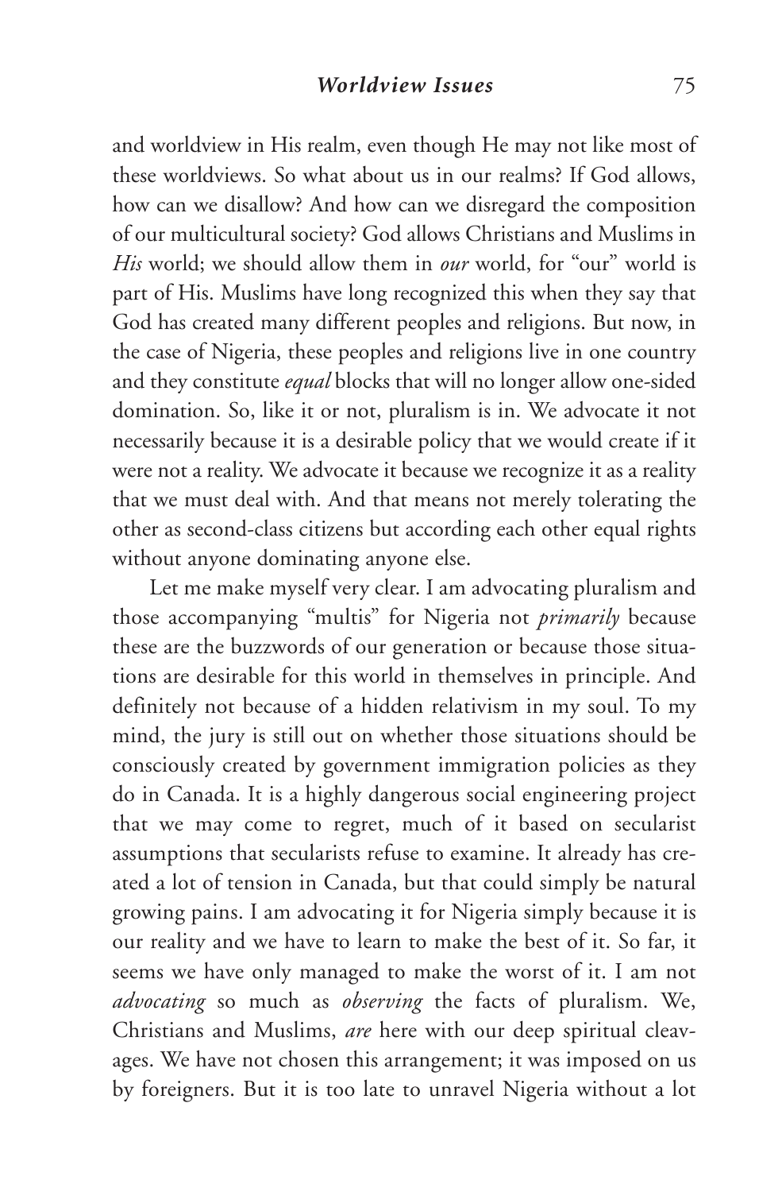and worldview in His realm, even though He may not like most of these worldviews. So what about us in our realms? If God allows, how can we disallow? And how can we disregard the composition of our multicultural society? God allows Christians and Muslims in *His* world; we should allow them in *our* world, for "our" world is part of His. Muslims have long recognized this when they say that God has created many different peoples and religions. But now, in the case of Nigeria, these peoples and religions live in one country and they constitute *equal* blocks that will no longer allow one-sided domination. So, like it or not, pluralism is in. We advocate it not necessarily because it is a desirable policy that we would create if it were not a reality. We advocate it because we recognize it as a reality that we must deal with. And that means not merely tolerating the other as second-class citizens but according each other equal rights without anyone dominating anyone else.

Let me make myself very clear. I am advocating pluralism and those accompanying "multis" for Nigeria not *primarily* because these are the buzzwords of our generation or because those situations are desirable for this world in themselves in principle. And definitely not because of a hidden relativism in my soul. To my mind, the jury is still out on whether those situations should be consciously created by government immigration policies as they do in Canada. It is a highly dangerous social engineering project that we may come to regret, much of it based on secularist assumptions that secularists refuse to examine. It already has created a lot of tension in Canada, but that could simply be natural growing pains. I am advocating it for Nigeria simply because it is our reality and we have to learn to make the best of it. So far, it seems we have only managed to make the worst of it. I am not *advocating* so much as *observing* the facts of pluralism. We, Christians and Muslims, *are* here with our deep spiritual cleavages. We have not chosen this arrangement; it was imposed on us by foreigners. But it is too late to unravel Nigeria without a lot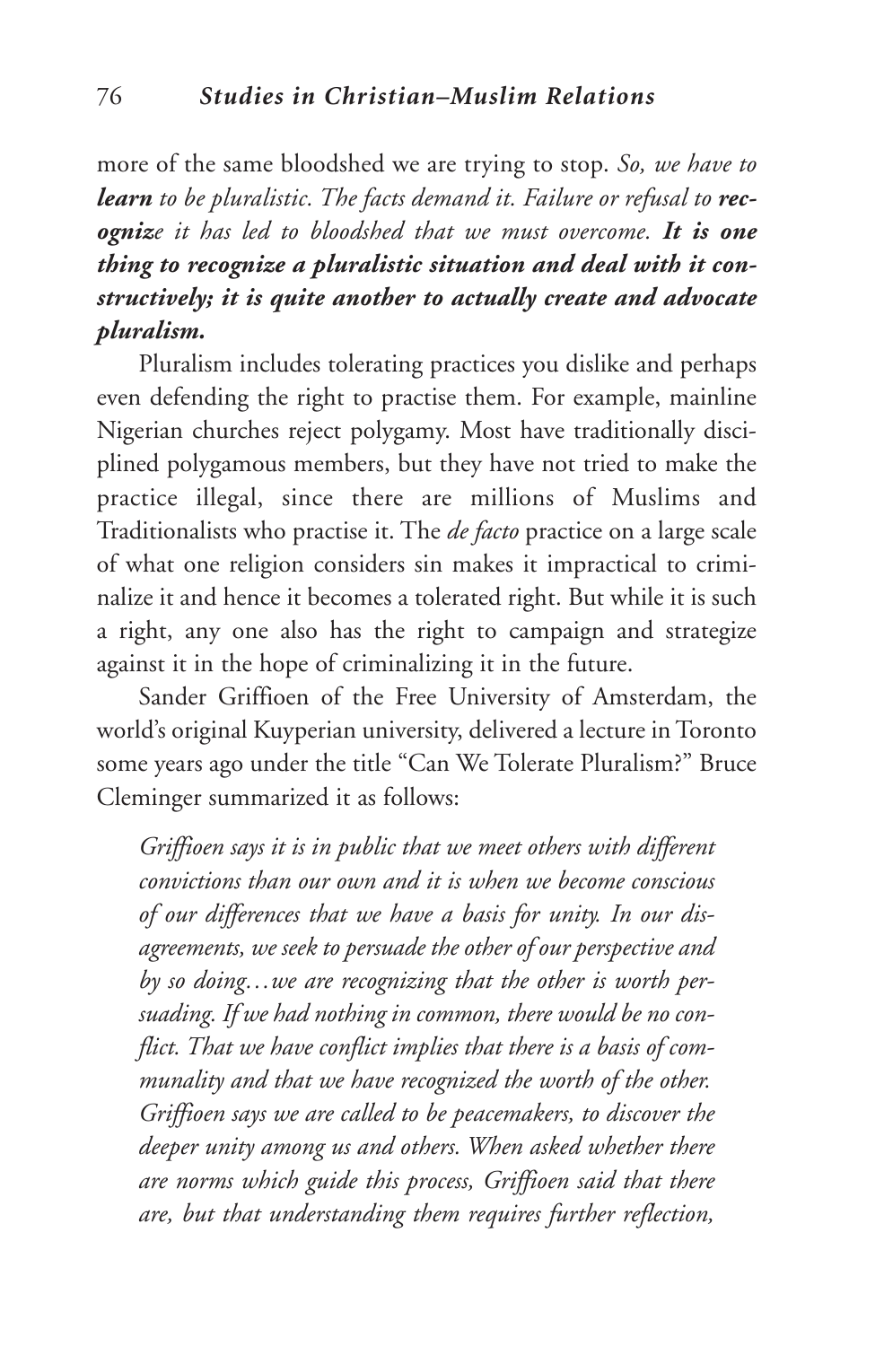more of the same bloodshed we are trying to stop. *So, we have to* ***learn*** *to be pluralistic. The facts demand it. Failure or refusal to* ***recognize*** *it has led to bloodshed that we must overcome.* ***It is one thing to recognize a pluralistic situation and deal with it constructively; it is quite another to actually create and advocate pluralism.***

Pluralism includes tolerating practices you dislike and perhaps even defending the right to practise them. For example, mainline Nigerian churches reject polygamy. Most have traditionally disciplined polygamous members, but they have not tried to make the practice illegal, since there are millions of Muslims and Traditionalists who practise it. The *de facto* practice on a large scale of what one religion considers sin makes it impractical to criminalize it and hence it becomes a tolerated right. But while it is such a right, any one also has the right to campaign and strategize against it in the hope of criminalizing it in the future.

Sander Griffioen of the Free University of Amsterdam, the world's original Kuyperian university, delivered a lecture in Toronto some years ago under the title "Can We Tolerate Pluralism?" Bruce Cleminger summarized it as follows:

> *Griffioen says it is in public that we meet others with different convictions than our own and it is when we become conscious of our differences that we have a basis for unity. In our disagreements, we seek to persuade the other of our perspective and by so doing…we are recognizing that the other is worth persuading. If we had nothing in common, there would be no conflict. That we have conflict implies that there is a basis of communality and that we have recognized the worth of the other. Griffioen says we are called to be peacemakers, to discover the deeper unity among us and others. When asked whether there are norms which guide this process, Griffioen said that there are, but that understanding them requires further reflection,*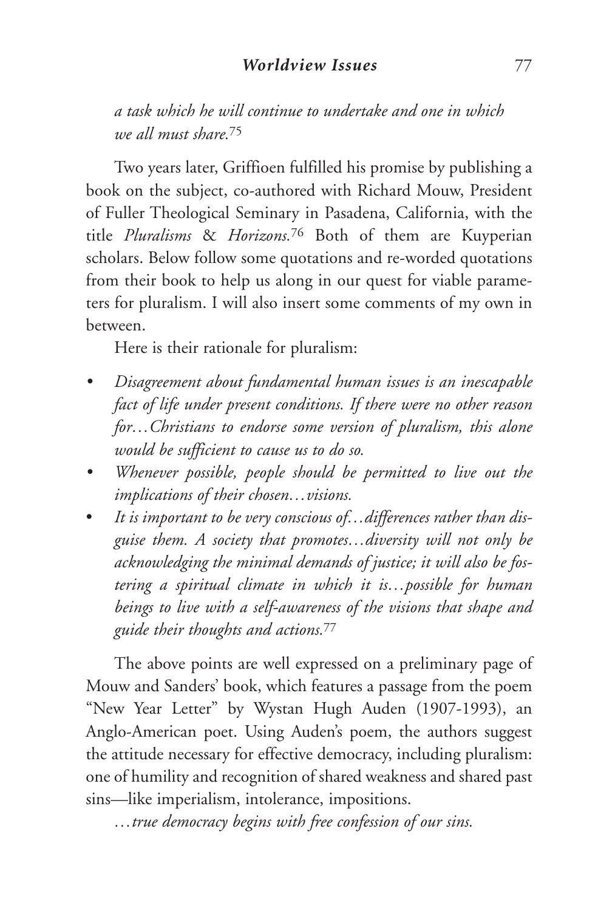*a task which he will continue to undertake and one in which we all must share.*[75]

Two years later, Griffioen fulfilled his promise by publishing a book on the subject, co-authored with Richard Mouw, President of Fuller Theological Seminary in Pasadena, California, with the title *Pluralisms* & *Horizons.*[76] Both of them are Kuyperian scholars. Below follow some quotations and re-worded quotations from their book to help us along in our quest for viable parameters for pluralism. I will also insert some comments of my own in between.

Here is their rationale for pluralism:

- *Disagreement about fundamental human issues is an inescapable fact of life under present conditions. If there were no other reason for…Christians to endorse some version of pluralism, this alone would be sufficient to cause us to do so.*
- *Whenever possible, people should be permitted to live out the implications of their chosen…visions.*
- *It is important to be very conscious of…differences rather than disguise them. A society that promotes…diversity will not only be acknowledging the minimal demands of justice; it will also be fostering a spiritual climate in which it is…possible for human beings to live with a self-awareness of the visions that shape and guide their thoughts and actions.*[77]

The above points are well expressed on a preliminary page of Mouw and Sanders' book, which features a passage from the poem "New Year Letter" by Wystan Hugh Auden (1907-1993), an Anglo-American poet. Using Auden's poem, the authors suggest the attitude necessary for effective democracy, including pluralism: one of humility and recognition of shared weakness and shared past sins—like imperialism, intolerance, impositions.

*…true democracy begins with free confession of our sins.*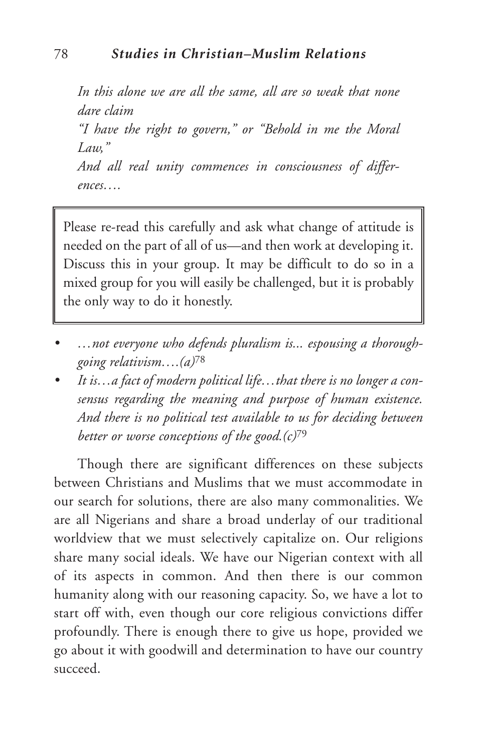*In this alone we are all the same, all are so weak that none dare claim*
*"I have the right to govern," or "Behold in me the Moral Law,"*
*And all real unity commences in consciousness of differences….*

> Please re-read this carefully and ask what change of attitude is needed on the part of all of us—and then work at developing it. Discuss this in your group. It may be difficult to do so in a mixed group for you will easily be challenged, but it is probably the only way to do it honestly.

- *…not everyone who defends pluralism is... espousing a thoroughgoing relativism….(a)*[78]
- *It is…a fact of modern political life…that there is no longer a consensus regarding the meaning and purpose of human existence. And there is no political test available to us for deciding between better or worse conceptions of the good.(c)*[79]

Though there are significant differences on these subjects between Christians and Muslims that we must accommodate in our search for solutions, there are also many commonalities. We are all Nigerians and share a broad underlay of our traditional worldview that we must selectively capitalize on. Our religions share many social ideals. We have our Nigerian context with all of its aspects in common. And then there is our common humanity along with our reasoning capacity. So, we have a lot to start off with, even though our core religious convictions differ profoundly. There is enough there to give us hope, provided we go about it with goodwill and determination to have our country succeed.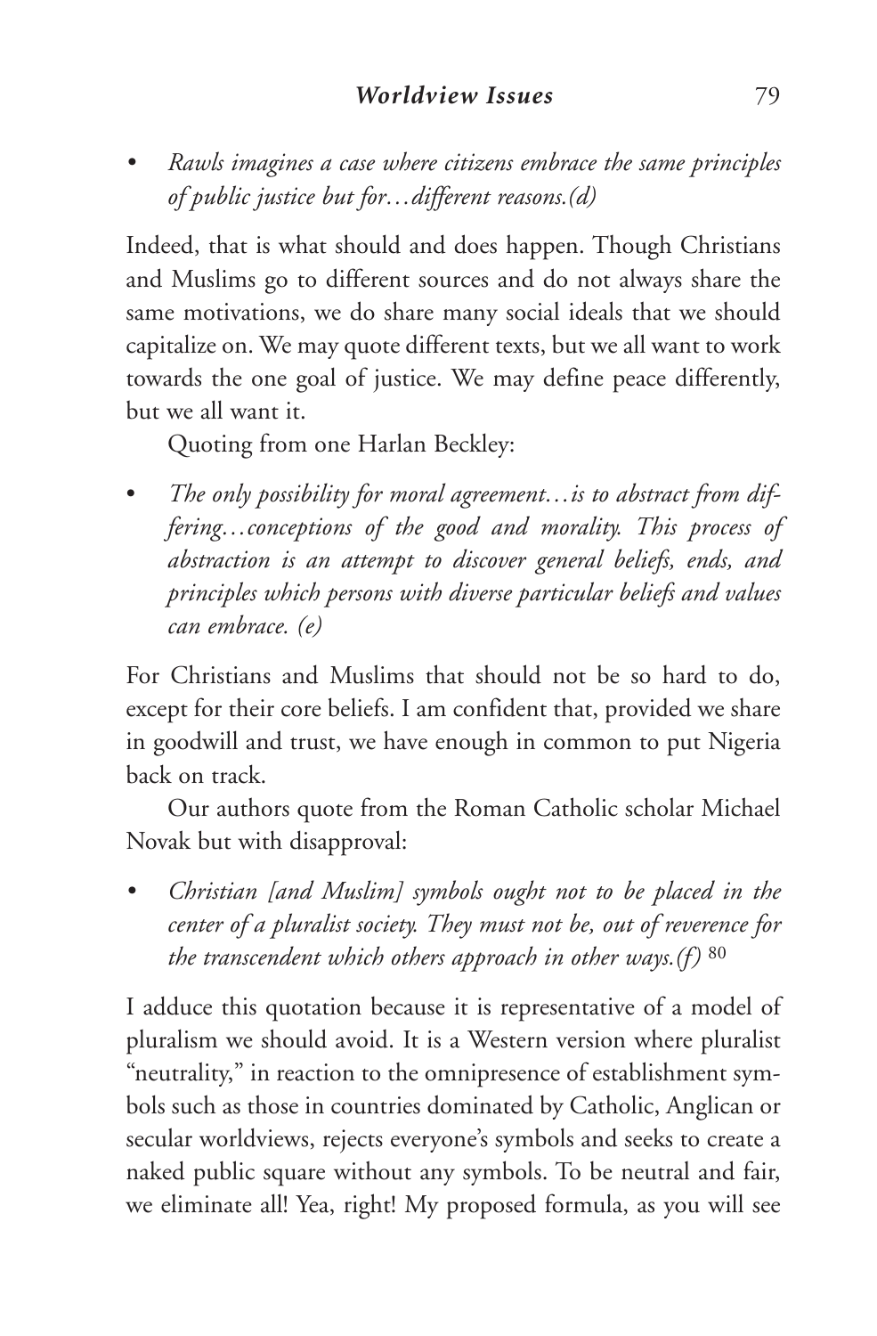- *Rawls imagines a case where citizens embrace the same principles of public justice but for…different reasons.(d)*

Indeed, that is what should and does happen. Though Christians and Muslims go to different sources and do not always share the same motivations, we do share many social ideals that we should capitalize on. We may quote different texts, but we all want to work towards the one goal of justice. We may define peace differently, but we all want it.

Quoting from one Harlan Beckley:

- *The only possibility for moral agreement…is to abstract from differing…conceptions of the good and morality. This process of abstraction is an attempt to discover general beliefs, ends, and principles which persons with diverse particular beliefs and values can embrace. (e)*

For Christians and Muslims that should not be so hard to do, except for their core beliefs. I am confident that, provided we share in goodwill and trust, we have enough in common to put Nigeria back on track.

Our authors quote from the Roman Catholic scholar Michael Novak but with disapproval:

- *Christian [and Muslim] symbols ought not to be placed in the center of a pluralist society. They must not be, out of reverence for the transcendent which others approach in other ways.(f)* [80]

I adduce this quotation because it is representative of a model of pluralism we should avoid. It is a Western version where pluralist "neutrality," in reaction to the omnipresence of establishment symbols such as those in countries dominated by Catholic, Anglican or secular worldviews, rejects everyone's symbols and seeks to create a naked public square without any symbols. To be neutral and fair, we eliminate all! Yea, right! My proposed formula, as you will see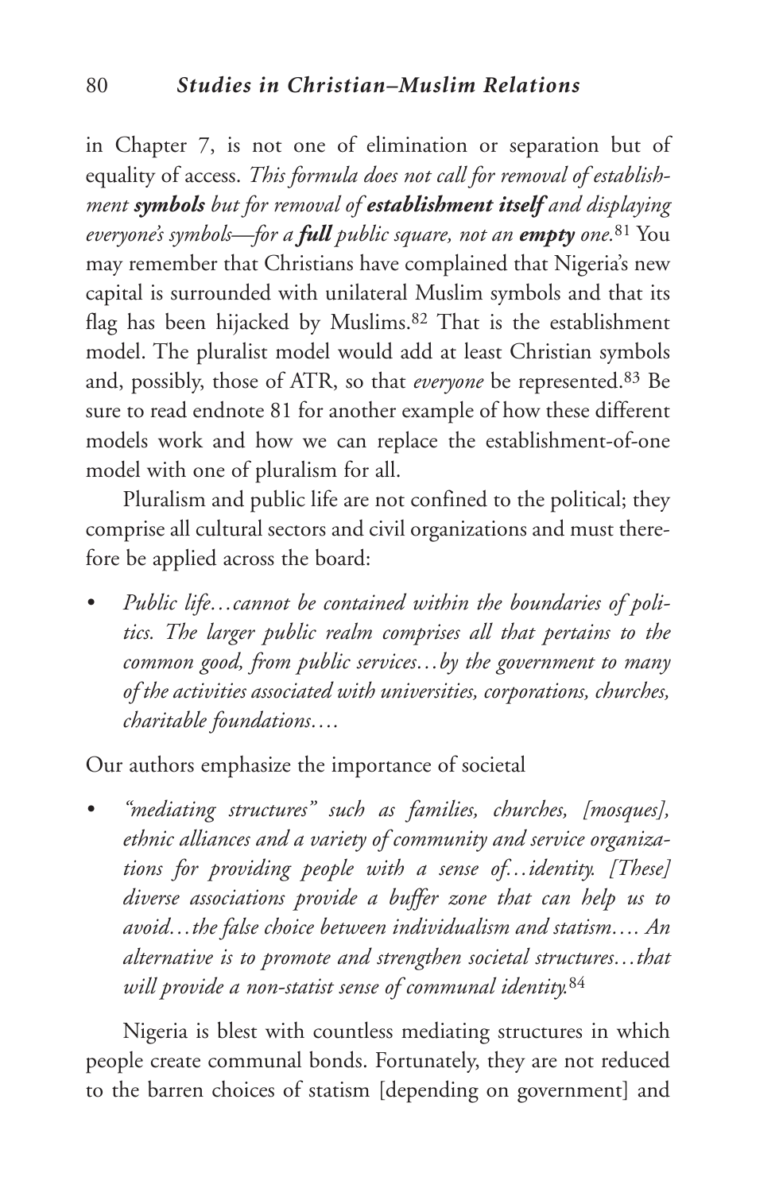in Chapter 7, is not one of elimination or separation but of equality of access. *This formula does not call for removal of establishment **symbols** but for removal of **establishment itself** and displaying everyone's symbols—for a **full** public square, not an **empty** one.*[81] You may remember that Christians have complained that Nigeria's new capital is surrounded with unilateral Muslim symbols and that its flag has been hijacked by Muslims.[82] That is the establishment model. The pluralist model would add at least Christian symbols and, possibly, those of ATR, so that *everyone* be represented.[83] Be sure to read endnote 81 for another example of how these different models work and how we can replace the establishment-of-one model with one of pluralism for all.

Pluralism and public life are not confined to the political; they comprise all cultural sectors and civil organizations and must therefore be applied across the board:

- *Public life…cannot be contained within the boundaries of politics. The larger public realm comprises all that pertains to the common good, from public services…by the government to many of the activities associated with universities, corporations, churches, charitable foundations….*

Our authors emphasize the importance of societal

- *"mediating structures" such as families, churches, [mosques], ethnic alliances and a variety of community and service organizations for providing people with a sense of…identity. [These] diverse associations provide a buffer zone that can help us to avoid…the false choice between individualism and statism…. An alternative is to promote and strengthen societal structures…that will provide a non-statist sense of communal identity.*[84]

Nigeria is blest with countless mediating structures in which people create communal bonds. Fortunately, they are not reduced to the barren choices of statism [depending on government] and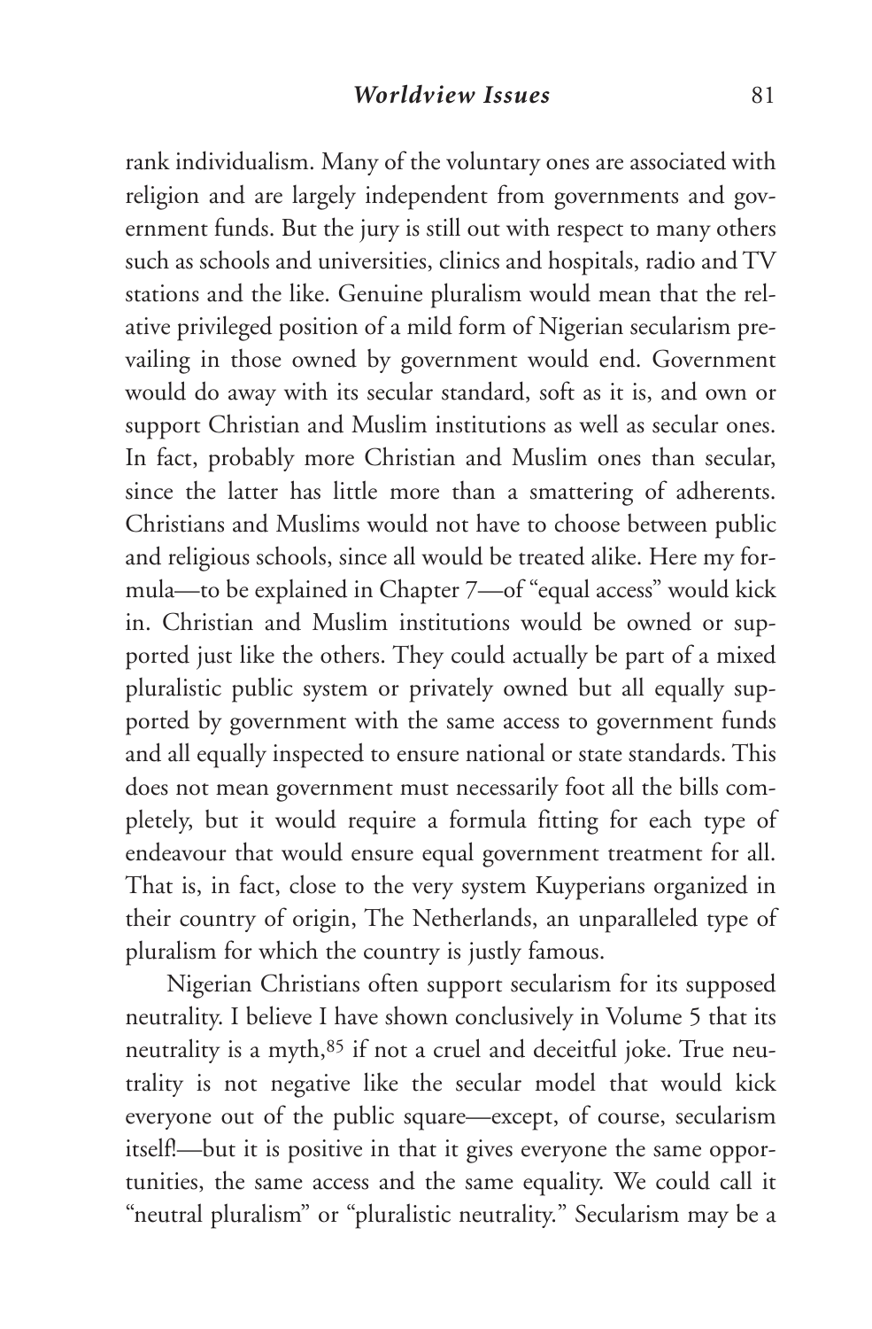rank individualism. Many of the voluntary ones are associated with religion and are largely independent from governments and government funds. But the jury is still out with respect to many others such as schools and universities, clinics and hospitals, radio and TV stations and the like. Genuine pluralism would mean that the relative privileged position of a mild form of Nigerian secularism prevailing in those owned by government would end. Government would do away with its secular standard, soft as it is, and own or support Christian and Muslim institutions as well as secular ones. In fact, probably more Christian and Muslim ones than secular, since the latter has little more than a smattering of adherents. Christians and Muslims would not have to choose between public and religious schools, since all would be treated alike. Here my formula—to be explained in Chapter 7—of "equal access" would kick in. Christian and Muslim institutions would be owned or supported just like the others. They could actually be part of a mixed pluralistic public system or privately owned but all equally supported by government with the same access to government funds and all equally inspected to ensure national or state standards. This does not mean government must necessarily foot all the bills completely, but it would require a formula fitting for each type of endeavour that would ensure equal government treatment for all. That is, in fact, close to the very system Kuyperians organized in their country of origin, The Netherlands, an unparalleled type of pluralism for which the country is justly famous.

Nigerian Christians often support secularism for its supposed neutrality. I believe I have shown conclusively in Volume 5 that its neutrality is a myth,[85] if not a cruel and deceitful joke. True neutrality is not negative like the secular model that would kick everyone out of the public square—except, of course, secularism itself!—but it is positive in that it gives everyone the same opportunities, the same access and the same equality. We could call it "neutral pluralism" or "pluralistic neutrality." Secularism may be a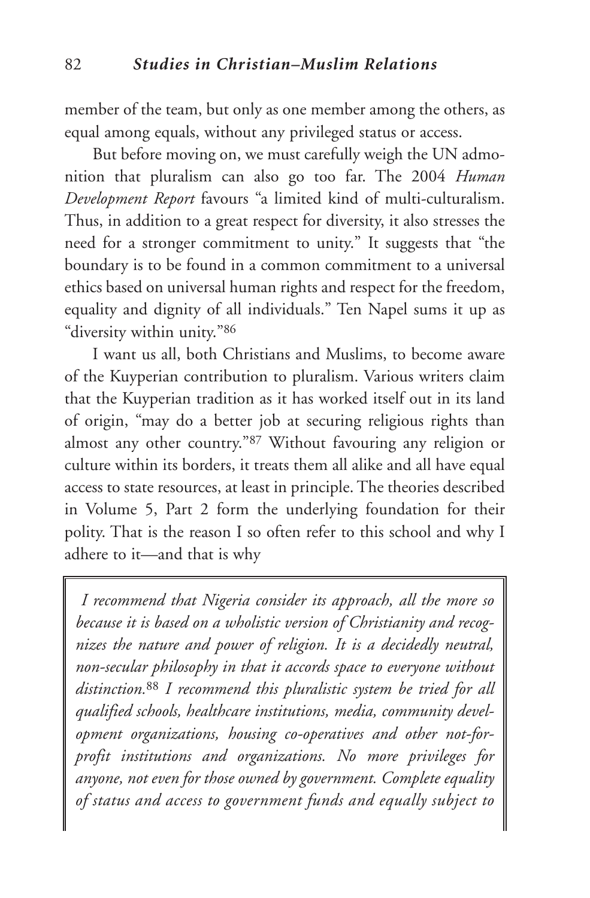member of the team, but only as one member among the others, as equal among equals, without any privileged status or access.

But before moving on, we must carefully weigh the UN admonition that pluralism can also go too far. The 2004 *Human Development Report* favours "a limited kind of multi-culturalism. Thus, in addition to a great respect for diversity, it also stresses the need for a stronger commitment to unity." It suggests that "the boundary is to be found in a common commitment to a universal ethics based on universal human rights and respect for the freedom, equality and dignity of all individuals." Ten Napel sums it up as "diversity within unity."[86]

I want us all, both Christians and Muslims, to become aware of the Kuyperian contribution to pluralism. Various writers claim that the Kuyperian tradition as it has worked itself out in its land of origin, "may do a better job at securing religious rights than almost any other country."[87] Without favouring any religion or culture within its borders, it treats them all alike and all have equal access to state resources, at least in principle. The theories described in Volume 5, Part 2 form the underlying foundation for their polity. That is the reason I so often refer to this school and why I adhere to it—and that is why

> *I recommend that Nigeria consider its approach, all the more so because it is based on a wholistic version of Christianity and recognizes the nature and power of religion. It is a decidedly neutral, non-secular philosophy in that it accords space to everyone without distinction.*[88] *I recommend this pluralistic system be tried for all qualified schools, healthcare institutions, media, community development organizations, housing co-operatives and other not-for-profit institutions and organizations. No more privileges for anyone, not even for those owned by government. Complete equality of status and access to government funds and equally subject to*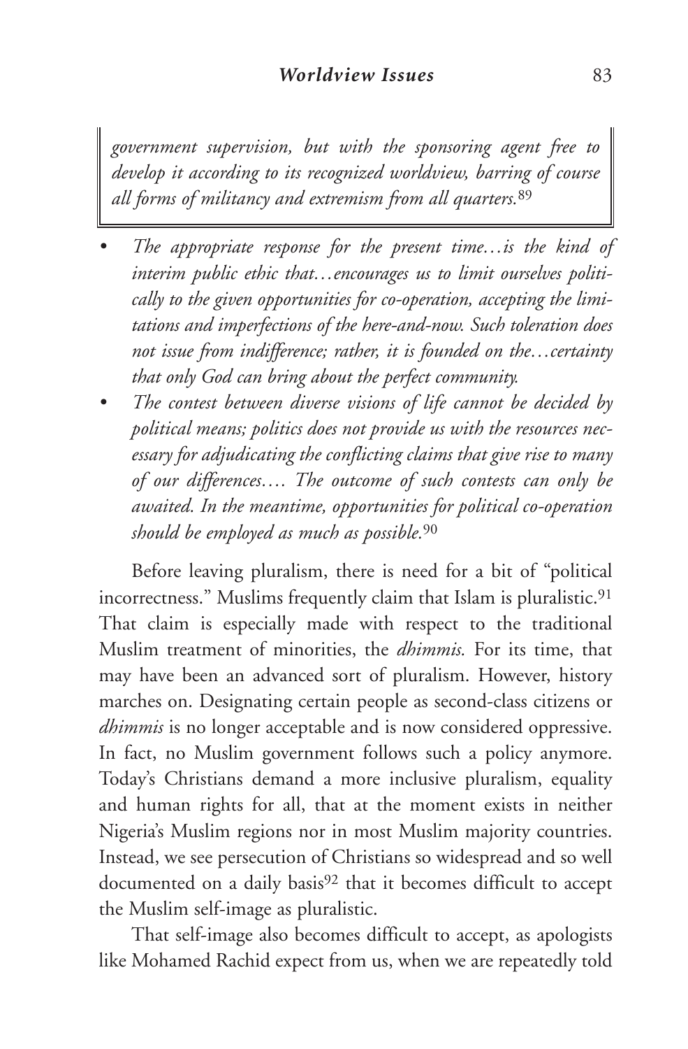*government supervision, but with the sponsoring agent free to develop it according to its recognized worldview, barring of course all forms of militancy and extremism from all quarters.*[89]

- *The appropriate response for the present time…is the kind of interim public ethic that…encourages us to limit ourselves politically to the given opportunities for co-operation, accepting the limitations and imperfections of the here-and-now. Such toleration does not issue from indifference; rather, it is founded on the…certainty that only God can bring about the perfect community.*
- *The contest between diverse visions of life cannot be decided by political means; politics does not provide us with the resources necessary for adjudicating the conflicting claims that give rise to many of our differences…. The outcome of such contests can only be awaited. In the meantime, opportunities for political co-operation should be employed as much as possible.*[90]

Before leaving pluralism, there is need for a bit of "political incorrectness." Muslims frequently claim that Islam is pluralistic.[91] That claim is especially made with respect to the traditional Muslim treatment of minorities, the *dhimmis.* For its time, that may have been an advanced sort of pluralism. However, history marches on. Designating certain people as second-class citizens or *dhimmis* is no longer acceptable and is now considered oppressive. In fact, no Muslim government follows such a policy anymore. Today's Christians demand a more inclusive pluralism, equality and human rights for all, that at the moment exists in neither Nigeria's Muslim regions nor in most Muslim majority countries. Instead, we see persecution of Christians so widespread and so well documented on a daily basis[92] that it becomes difficult to accept the Muslim self-image as pluralistic.

That self-image also becomes difficult to accept, as apologists like Mohamed Rachid expect from us, when we are repeatedly told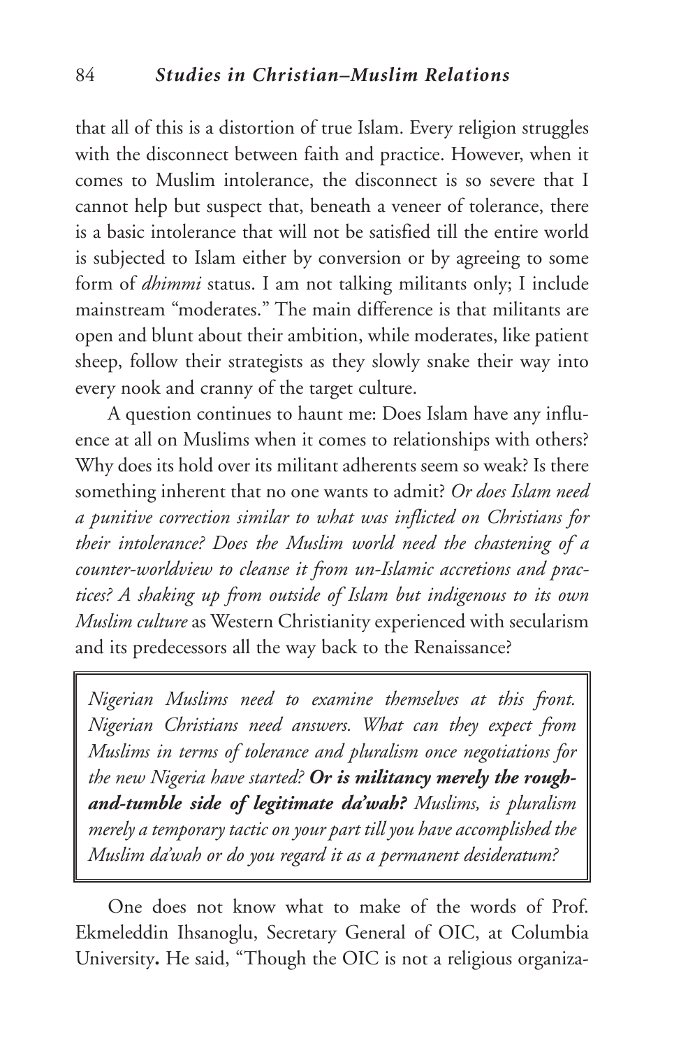that all of this is a distortion of true Islam. Every religion struggles with the disconnect between faith and practice. However, when it comes to Muslim intolerance, the disconnect is so severe that I cannot help but suspect that, beneath a veneer of tolerance, there is a basic intolerance that will not be satisfied till the entire world is subjected to Islam either by conversion or by agreeing to some form of *dhimmi* status. I am not talking militants only; I include mainstream "moderates." The main difference is that militants are open and blunt about their ambition, while moderates, like patient sheep, follow their strategists as they slowly snake their way into every nook and cranny of the target culture.

A question continues to haunt me: Does Islam have any influence at all on Muslims when it comes to relationships with others? Why does its hold over its militant adherents seem so weak? Is there something inherent that no one wants to admit? *Or does Islam need a punitive correction similar to what was inflicted on Christians for their intolerance? Does the Muslim world need the chastening of a counter-worldview to cleanse it from un-Islamic accretions and practices? A shaking up from outside of Islam but indigenous to its own Muslim culture* as Western Christianity experienced with secularism and its predecessors all the way back to the Renaissance?

> *Nigerian Muslims need to examine themselves at this front. Nigerian Christians need answers. What can they expect from Muslims in terms of tolerance and pluralism once negotiations for the new Nigeria have started?* ***Or is militancy merely the rough-and-tumble side of legitimate da'wah?*** *Muslims, is pluralism merely a temporary tactic on your part till you have accomplished the Muslim da'wah or do you regard it as a permanent desideratum?*

One does not know what to make of the words of Prof. Ekmeleddin Ihsanoglu, Secretary General of OIC, at Columbia University**.** He said, "Though the OIC is not a religious organiza-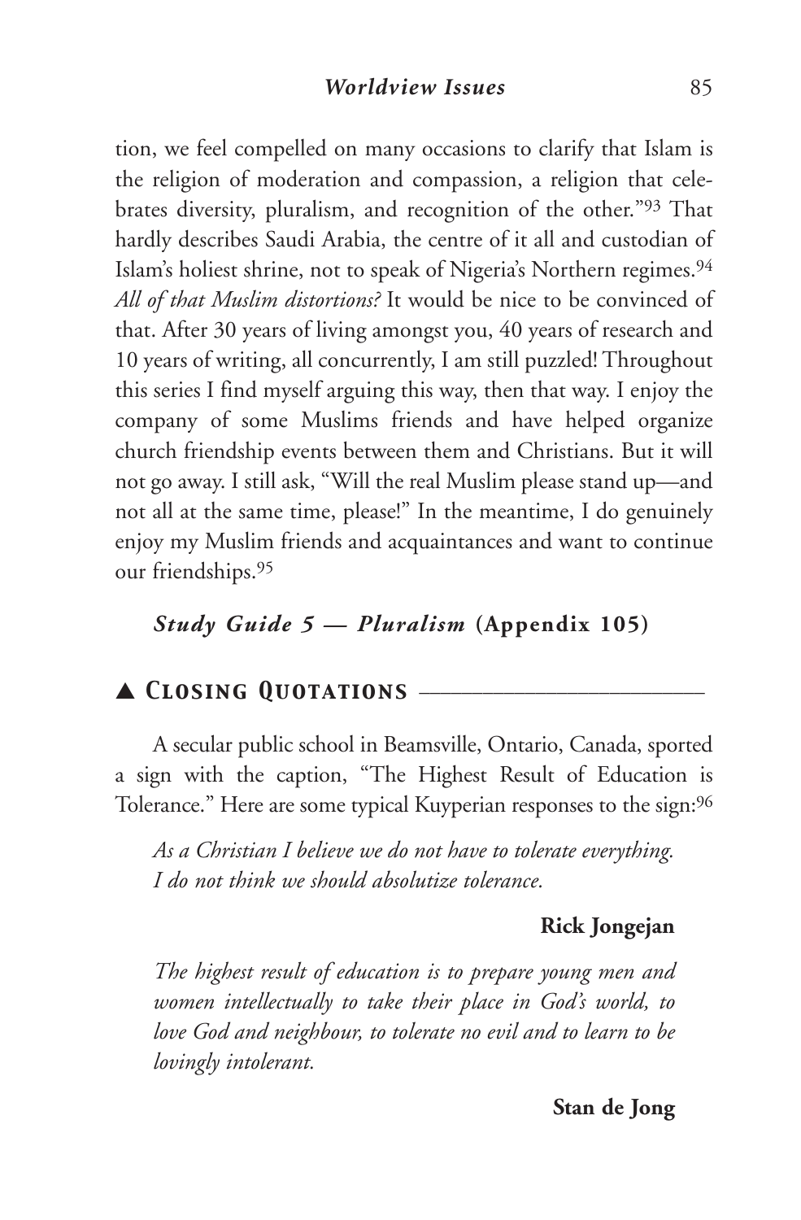tion, we feel compelled on many occasions to clarify that Islam is the religion of moderation and compassion, a religion that celebrates diversity, pluralism, and recognition of the other."[93] That hardly describes Saudi Arabia, the centre of it all and custodian of Islam's holiest shrine, not to speak of Nigeria's Northern regimes.[94] *All of that Muslim distortions?* It would be nice to be convinced of that. After 30 years of living amongst you, 40 years of research and 10 years of writing, all concurrently, I am still puzzled! Throughout this series I find myself arguing this way, then that way. I enjoy the company of some Muslims friends and have helped organize church friendship events between them and Christians. But it will not go away. I still ask, "Will the real Muslim please stand up—and not all at the same time, please!" In the meantime, I do genuinely enjoy my Muslim friends and acquaintances and want to continue our friendships.[95]

***Study Guide 5 — Pluralism* (Appendix 105)**

## ▲ *Closing Quotations*

A secular public school in Beamsville, Ontario, Canada, sported a sign with the caption, "The Highest Result of Education is Tolerance." Here are some typical Kuyperian responses to the sign:[96]

> *As a Christian I believe we do not have to tolerate everything. I do not think we should absolutize tolerance.*
>
> **Rick Jongejan**

> *The highest result of education is to prepare young men and women intellectually to take their place in God's world, to love God and neighbour, to tolerate no evil and to learn to be lovingly intolerant.*
>
> **Stan de Jong**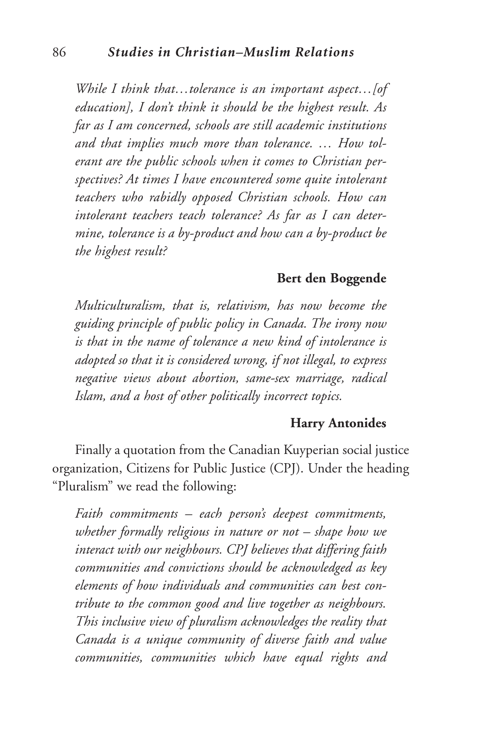*While I think that…tolerance is an important aspect…[of education], I don't think it should be the highest result. As far as I am concerned, schools are still academic institutions and that implies much more than tolerance. … How tolerant are the public schools when it comes to Christian perspectives? At times I have encountered some quite intolerant teachers who rabidly opposed Christian schools. How can intolerant teachers teach tolerance? As far as I can determine, tolerance is a by-product and how can a by-product be the highest result?*

**Bert den Boggende**

*Multiculturalism, that is, relativism, has now become the guiding principle of public policy in Canada. The irony now is that in the name of tolerance a new kind of intolerance is adopted so that it is considered wrong, if not illegal, to express negative views about abortion, same-sex marriage, radical Islam, and a host of other politically incorrect topics.*

**Harry Antonides**

Finally a quotation from the Canadian Kuyperian social justice organization, Citizens for Public Justice (CPJ). Under the heading "Pluralism" we read the following:

*Faith commitments – each person's deepest commitments, whether formally religious in nature or not – shape how we interact with our neighbours. CPJ believes that differing faith communities and convictions should be acknowledged as key elements of how individuals and communities can best contribute to the common good and live together as neighbours. This inclusive view of pluralism acknowledges the reality that Canada is a unique community of diverse faith and value communities, communities which have equal rights and*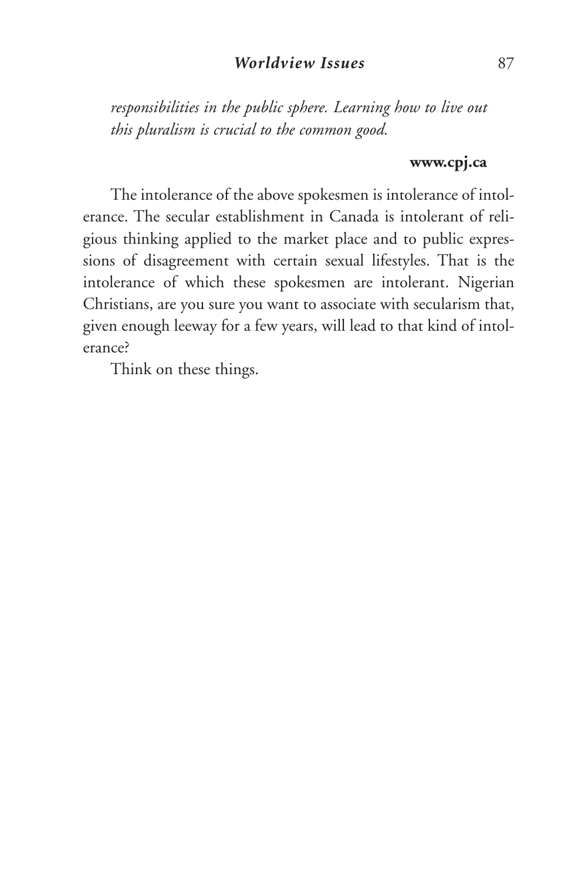*responsibilities in the public sphere. Learning how to live out this pluralism is crucial to the common good.*

**www.cpj.ca**

The intolerance of the above spokesmen is intolerance of intolerance. The secular establishment in Canada is intolerant of religious thinking applied to the market place and to public expressions of disagreement with certain sexual lifestyles. That is the intolerance of which these spokesmen are intolerant. Nigerian Christians, are you sure you want to associate with secularism that, given enough leeway for a few years, will lead to that kind of intolerance?

Think on these things.